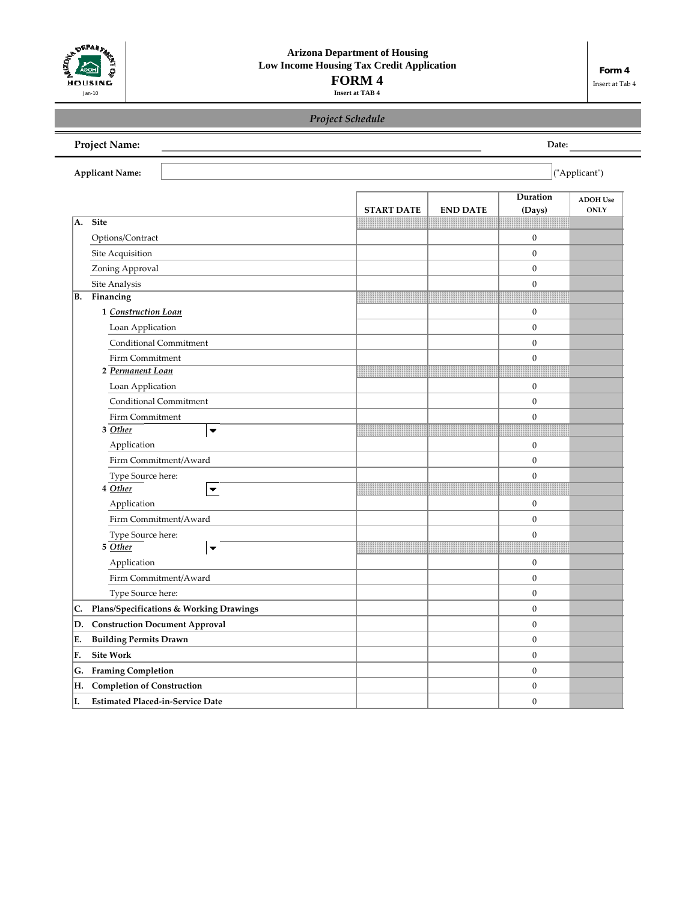Arizona Department of Housing
Low Income Housing Tax Credit Application

# FORM 4

Insert at TAB 4

**Form 4**
Insert at Tab 4

Jan-10

## *Project Schedule*

**Project Name:** ______________________ **Date:** ________

**Applicant Name:** ______________________ ("Applicant")

| | | START DATE | END DATE | Duration (Days) | ADOH Use ONLY |
|---|---|---|---|---|---|
| **A.** | **Site** | | | | |
| | Options/Contract | | | 0 | |
| | Site Acquisition | | | 0 | |
| | Zoning Approval | | | 0 | |
| | Site Analysis | | | 0 | |
| **B.** | **Financing** | | | | |
| | **1** ***Construction Loan*** | | | 0 | |
| | Loan Application | | | 0 | |
| | Conditional Commitment | | | 0 | |
| | Firm Commitment | | | 0 | |
| | **2** ***Permanent Loan*** | | | | |
| | Loan Application | | | 0 | |
| | Conditional Commitment | | | 0 | |
| | Firm Commitment | | | 0 | |
| | **3** ***Other*** | | | | |
| | Application | | | 0 | |
| | Firm Commitment/Award | | | 0 | |
| | Type Source here: | | | 0 | |
| | **4** ***Other*** | | | | |
| | Application | | | 0 | |
| | Firm Commitment/Award | | | 0 | |
| | Type Source here: | | | 0 | |
| | **5** ***Other*** | | | | |
| | Application | | | 0 | |
| | Firm Commitment/Award | | | 0 | |
| | Type Source here: | | | 0 | |
| **C.** | **Plans/Specifications & Working Drawings** | | | 0 | |
| **D.** | **Construction Document Approval** | | | 0 | |
| **E.** | **Building Permits Drawn** | | | 0 | |
| **F.** | **Site Work** | | | 0 | |
| **G.** | **Framing Completion** | | | 0 | |
| **H.** | **Completion of Construction** | | | 0 | |
| **I.** | **Estimated Placed-in-Service Date** | | | 0 | |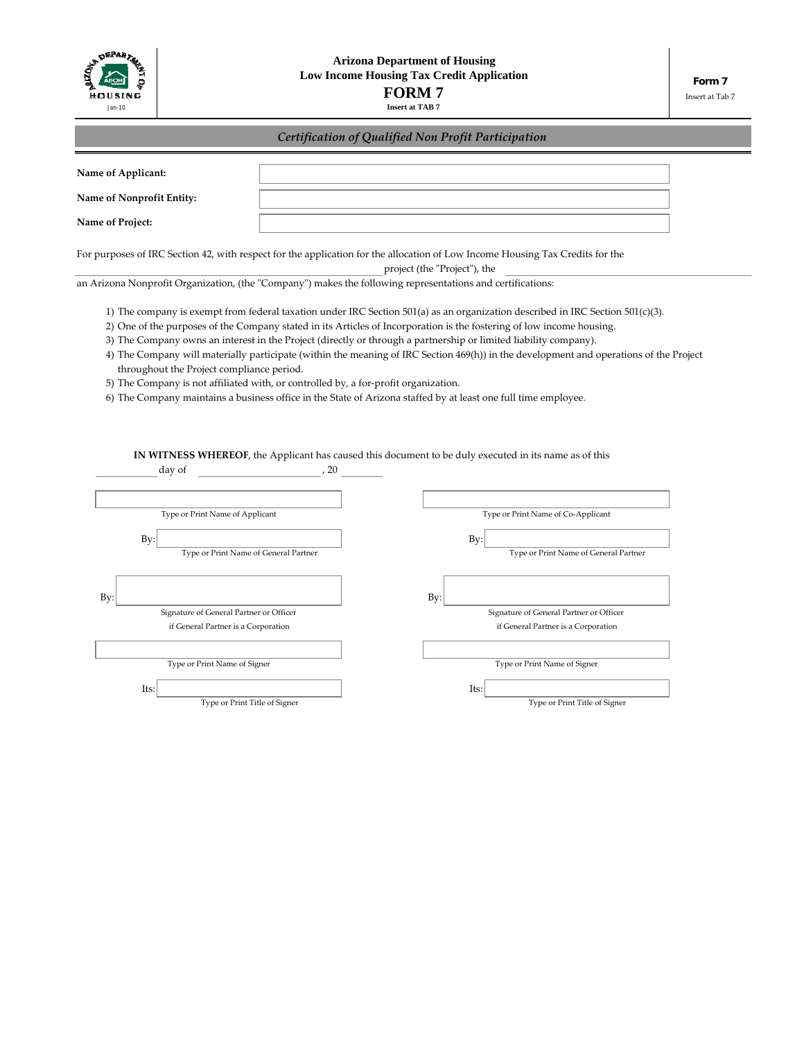**Arizona Department of Housing**
**Low Income Housing Tax Credit Application**

# FORM 7

**Insert at TAB 7**

**Form 7**
Insert at Tab 7

Jan-10

## *Certification of Qualified Non Profit Participation*

| | |
|---|---|
| **Name of Applicant:** | |
| **Name of Nonprofit Entity:** | |
| **Name of Project:** | |

For purposes of IRC Section 42, with respect for the application for the allocation of Low Income Housing Tax Credits for the ______________________ project (the "Project"), the ______________________ an Arizona Nonprofit Organization, (the "Company") makes the following representations and certifications:

1) The company is exempt from federal taxation under IRC Section 501(a) as an organization described in IRC Section 501(c)(3).
2) One of the purposes of the Company stated in its Articles of Incorporation is the fostering of low income housing.
3) The Company owns an interest in the Project (directly or through a partnership or limited liability company).
4) The Company will materially participate (within the meaning of IRC Section 469(h)) in the development and operations of the Project throughout the Project compliance period.
5) The Company is not affiliated with, or controlled by, a for-profit organization.
6) The Company maintains a business office in the State of Arizona staffed by at least one full time employee.

**IN WITNESS WHEREOF**, the Applicant has caused this document to be duly executed in its name as of this ________ day of ______________________, 20 ______

| | |
|---|---|
| ______________________ | ______________________ |
| Type or Print Name of Applicant | Type or Print Name of Co-Applicant |
| By: ______________________ | By: ______________________ |
| Type or Print Name of General Partner | Type or Print Name of General Partner |
| By: ______________________ | By: ______________________ |
| Signature of General Partner or Officer if General Partner is a Corporation | Signature of General Partner or Officer if General Partner is a Corporation |
| ______________________ | ______________________ |
| Type or Print Name of Signer | Type or Print Name of Signer |
| Its: ______________________ | Its: ______________________ |
| Type or Print Title of Signer | Type or Print Title of Signer |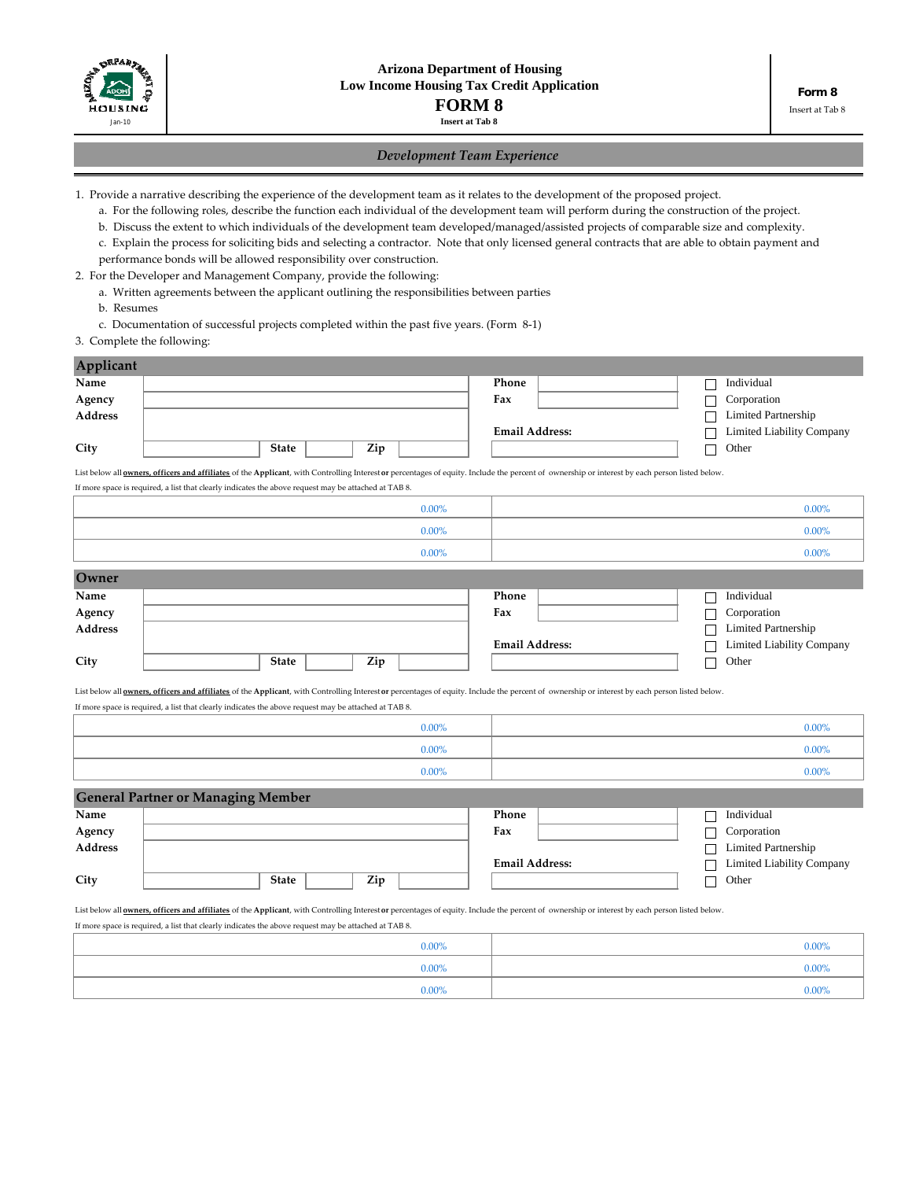Arizona Department of Housing
Low Income Housing Tax Credit Application

# FORM 8

Insert at Tab 8

Form 8
Insert at Tab 8

## *Development Team Experience*

1. Provide a narrative describing the experience of the development team as it relates to the development of the proposed project.
   a. For the following roles, describe the function each individual of the development team will perform during the construction of the project.
   b. Discuss the extent to which individuals of the development team developed/managed/assisted projects of comparable size and complexity.
   c. Explain the process for soliciting bids and selecting a contractor. Note that only licensed general contracts that are able to obtain payment and performance bonds will be allowed responsibility over construction.
2. For the Developer and Management Company, provide the following:
   a. Written agreements between the applicant outlining the responsibilities between parties
   b. Resumes
   c. Documentation of successful projects completed within the past five years. (Form 8-1)
3. Complete the following:

### Applicant

| | | | | |
|---|---|---|---|---|
| Name | | Phone | | ☐ Individual |
| Agency | | Fax | | ☐ Corporation |
| Address | | | | ☐ Limited Partnership |
| | | Email Address: | | ☐ Limited Liability Company |
| City | State Zip | | | ☐ Other |

List below all **owners, officers and affiliates** of the **Applicant**, with Controlling Interest **or** percentages of equity. Include the percent of ownership or interest by each person listed below.
If more space is required, a list that clearly indicates the above request may be attached at TAB 8.

| | | | |
|---|---|---|---|
| | 0.00% | | 0.00% |
| | 0.00% | | 0.00% |
| | 0.00% | | 0.00% |

### Owner

| | | | | |
|---|---|---|---|---|
| Name | | Phone | | ☐ Individual |
| Agency | | Fax | | ☐ Corporation |
| Address | | | | ☐ Limited Partnership |
| | | Email Address: | | ☐ Limited Liability Company |
| City | State Zip | | | ☐ Other |

List below all **owners, officers and affiliates** of the **Applicant**, with Controlling Interest **or** percentages of equity. Include the percent of ownership or interest by each person listed below.
If more space is required, a list that clearly indicates the above request may be attached at TAB 8.

| | | | |
|---|---|---|---|
| | 0.00% | | 0.00% |
| | 0.00% | | 0.00% |
| | 0.00% | | 0.00% |

### General Partner or Managing Member

| | | | | |
|---|---|---|---|---|
| Name | | Phone | | ☐ Individual |
| Agency | | Fax | | ☐ Corporation |
| Address | | | | ☐ Limited Partnership |
| | | Email Address: | | ☐ Limited Liability Company |
| City | State Zip | | | ☐ Other |

List below all **owners, officers and affiliates** of the **Applicant**, with Controlling Interest **or** percentages of equity. Include the percent of ownership or interest by each person listed below.
If more space is required, a list that clearly indicates the above request may be attached at TAB 8.

| | | | |
|---|---|---|---|
| | 0.00% | | 0.00% |
| | 0.00% | | 0.00% |
| | 0.00% | | 0.00% |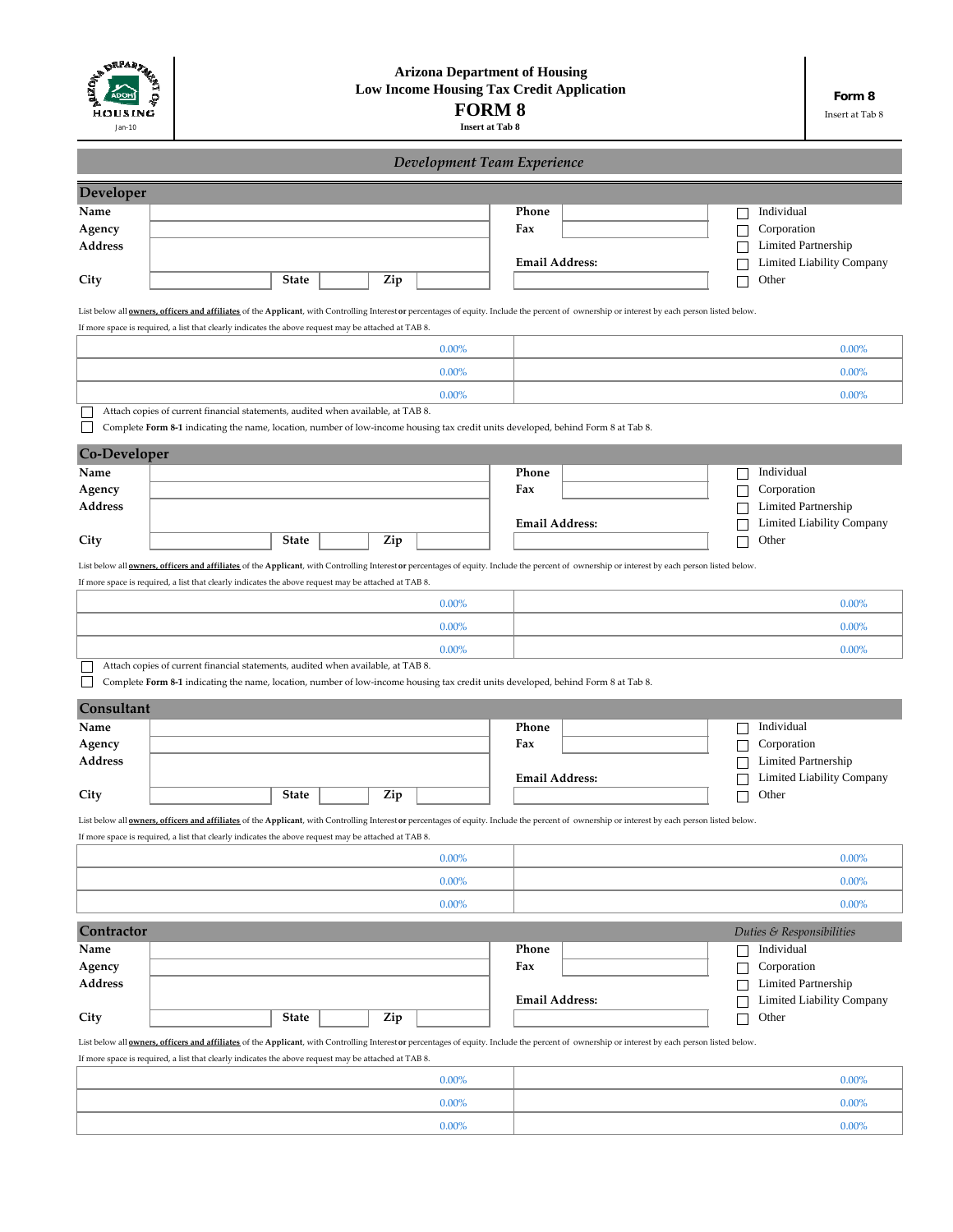ARIZONA DEPARTMENT OF HOUSING
ADOH
Jan-10

# Arizona Department of Housing
## Low Income Housing Tax Credit Application
## FORM 8
**Insert at Tab 8**

**Form 8**
Insert at Tab 8

### *Development Team Experience*

## Developer

| | | | | |
|---|---|---|---|---|
| **Name** | | **Phone** | | ☐ Individual |
| **Agency** | | **Fax** | | ☐ Corporation |
| **Address** | | | | ☐ Limited Partnership |
| | | **Email Address:** | | ☐ Limited Liability Company |
| **City** | **State** **Zip** | | | ☐ Other |

List below all **owners, officers and affiliates** of the **Applicant**, with Controlling Interest **or** percentages of equity. Include the percent of ownership or interest by each person listed below.
If more space is required, a list that clearly indicates the above request may be attached at TAB 8.

| | | | |
|---|---|---|---|
| | 0.00% | | 0.00% |
| | 0.00% | | 0.00% |
| | 0.00% | | 0.00% |

☐ Attach copies of current financial statements, audited when available, at TAB 8.
☐ Complete **Form 8-1** indicating the name, location, number of low-income housing tax credit units developed, behind Form 8 at Tab 8.

## Co-Developer

| | | | | |
|---|---|---|---|---|
| **Name** | | **Phone** | | ☐ Individual |
| **Agency** | | **Fax** | | ☐ Corporation |
| **Address** | | | | ☐ Limited Partnership |
| | | **Email Address:** | | ☐ Limited Liability Company |
| **City** | **State** **Zip** | | | ☐ Other |

List below all **owners, officers and affiliates** of the **Applicant**, with Controlling Interest **or** percentages of equity. Include the percent of ownership or interest by each person listed below.
If more space is required, a list that clearly indicates the above request may be attached at TAB 8.

| | | | |
|---|---|---|---|
| | 0.00% | | 0.00% |
| | 0.00% | | 0.00% |
| | 0.00% | | 0.00% |

☐ Attach copies of current financial statements, audited when available, at TAB 8.
☐ Complete **Form 8-1** indicating the name, location, number of low-income housing tax credit units developed, behind Form 8 at Tab 8.

## Consultant

| | | | | |
|---|---|---|---|---|
| **Name** | | **Phone** | | ☐ Individual |
| **Agency** | | **Fax** | | ☐ Corporation |
| **Address** | | | | ☐ Limited Partnership |
| | | **Email Address:** | | ☐ Limited Liability Company |
| **City** | **State** **Zip** | | | ☐ Other |

List below all **owners, officers and affiliates** of the **Applicant**, with Controlling Interest **or** percentages of equity. Include the percent of ownership or interest by each person listed below.
If more space is required, a list that clearly indicates the above request may be attached at TAB 8.

| | | | |
|---|---|---|---|
| | 0.00% | | 0.00% |
| | 0.00% | | 0.00% |
| | 0.00% | | 0.00% |

## Contractor

*Duties & Responsibilities*

| | | | | |
|---|---|---|---|---|
| **Name** | | **Phone** | | ☐ Individual |
| **Agency** | | **Fax** | | ☐ Corporation |
| **Address** | | | | ☐ Limited Partnership |
| | | **Email Address:** | | ☐ Limited Liability Company |
| **City** | **State** **Zip** | | | ☐ Other |

List below all **owners, officers and affiliates** of the **Applicant**, with Controlling Interest **or** percentages of equity. Include the percent of ownership or interest by each person listed below.
If more space is required, a list that clearly indicates the above request may be attached at TAB 8.

| | | | |
|---|---|---|---|
| | 0.00% | | 0.00% |
| | 0.00% | | 0.00% |
| | 0.00% | | 0.00% |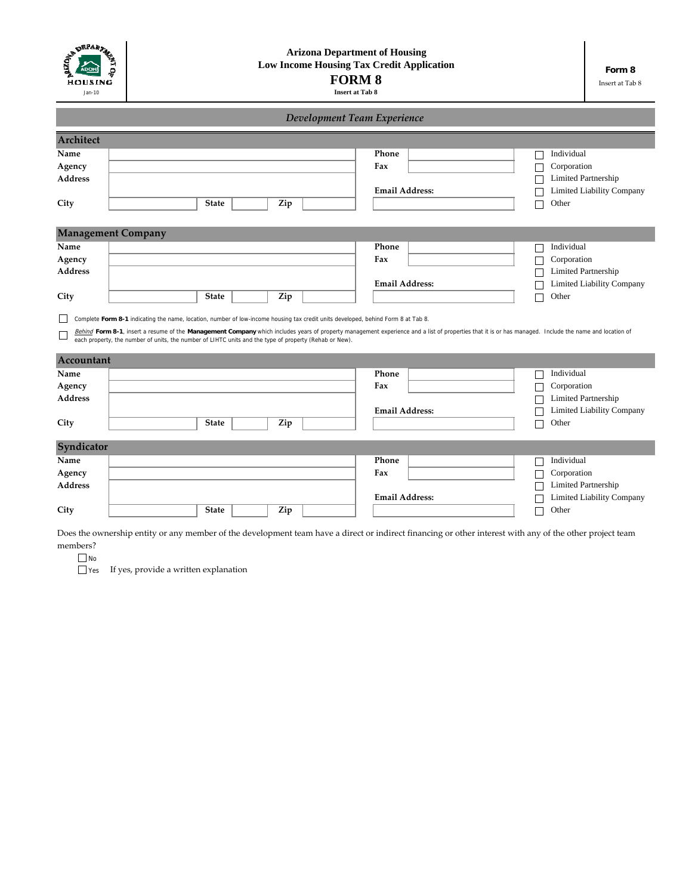**Arizona Department of Housing**
**Low Income Housing Tax Credit Application**
# FORM 8
**Insert at Tab 8**

Jan-10

**Form 8**
Insert at Tab 8

## *Development Team Experience*

### Architect

| | | | | |
|---|---|---|---|---|
| **Name** | | **Phone** | | ☐ Individual |
| **Agency** | | **Fax** | | ☐ Corporation |
| **Address** | | | | ☐ Limited Partnership |
| | | **Email Address:** | | ☐ Limited Liability Company |
| **City** | **State** **Zip** | | | ☐ Other |

### Management Company

| | | | | |
|---|---|---|---|---|
| **Name** | | **Phone** | | ☐ Individual |
| **Agency** | | **Fax** | | ☐ Corporation |
| **Address** | | | | ☐ Limited Partnership |
| | | **Email Address:** | | ☐ Limited Liability Company |
| **City** | **State** **Zip** | | | ☐ Other |

☐ Complete **Form 8-1** indicating the name, location, number of low-income housing tax credit units developed, behind Form 8 at Tab 8.

☐ *Behind* **Form 8-1**, insert a resume of the **Management Company** which includes years of property management experience and a list of properties that it is or has managed. Include the name and location of each property, the number of units, the number of LIHTC units and the type of property (Rehab or New).

### Accountant

| | | | | |
|---|---|---|---|---|
| **Name** | | **Phone** | | ☐ Individual |
| **Agency** | | **Fax** | | ☐ Corporation |
| **Address** | | | | ☐ Limited Partnership |
| | | **Email Address:** | | ☐ Limited Liability Company |
| **City** | **State** **Zip** | | | ☐ Other |

### Syndicator

| | | | | |
|---|---|---|---|---|
| **Name** | | **Phone** | | ☐ Individual |
| **Agency** | | **Fax** | | ☐ Corporation |
| **Address** | | | | ☐ Limited Partnership |
| | | **Email Address:** | | ☐ Limited Liability Company |
| **City** | **State** **Zip** | | | ☐ Other |

Does the ownership entity or any member of the development team have a direct or indirect financing or other interest with any of the other project team members?

☐ No
☐ Yes  If yes, provide a written explanation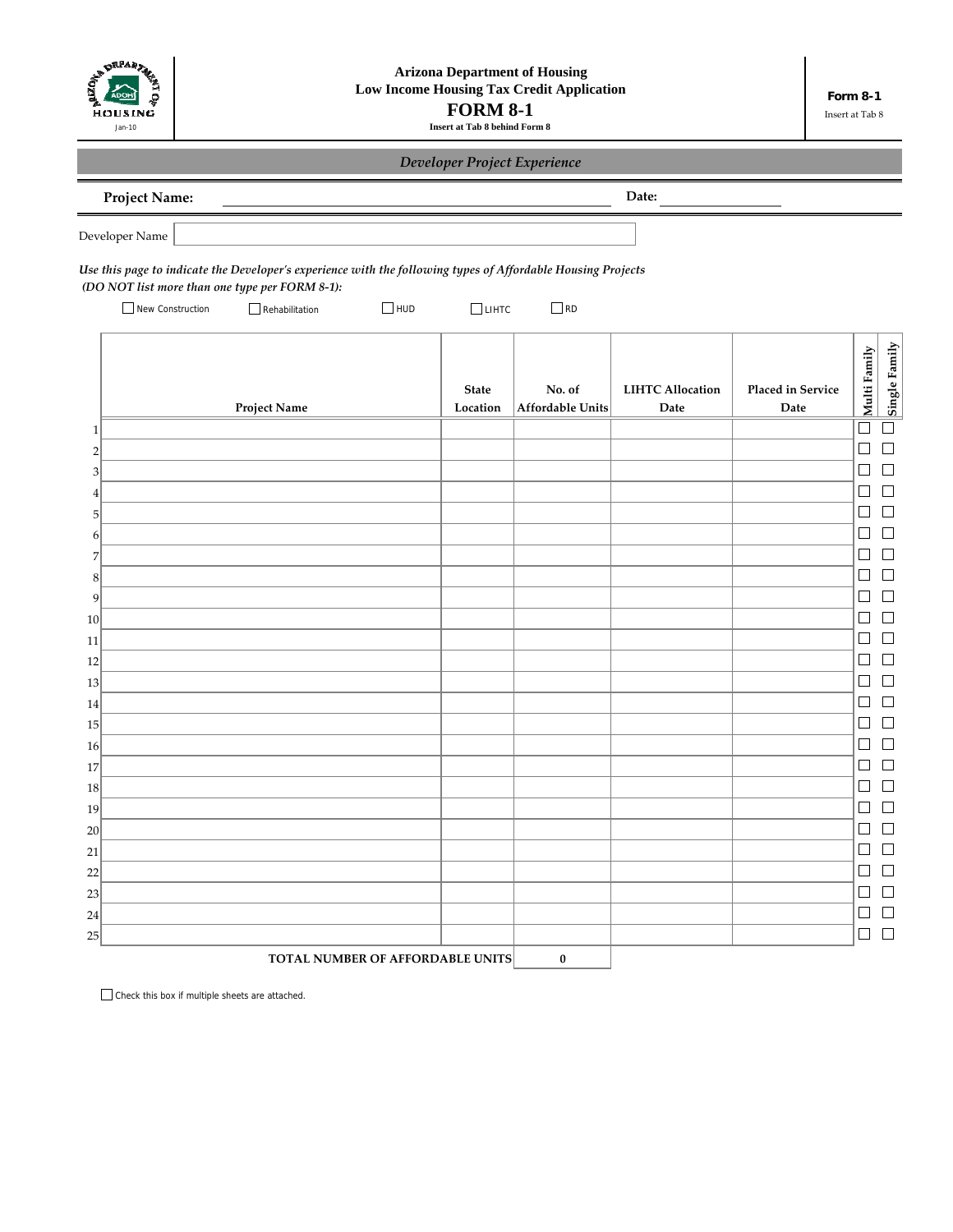Arizona Department of Housing
Low Income Housing Tax Credit Application

# FORM 8-1

**Insert at Tab 8 behind Form 8**

**Form 8-1**
Insert at Tab 8

Jan-10

## *Developer Project Experience*

**Project Name:** ______________________________ **Date:** ______________

Developer Name [ ]

***Use this page to indicate the Developer's experience with the following types of Affordable Housing Projects (DO NOT list more than one type per FORM 8-1):***

☐ New Construction ☐ Rehabilitation ☐ HUD ☐ LIHTC ☐ RD

| | Project Name | State Location | No. of Affordable Units | LIHTC Allocation Date | Placed in Service Date | Multi Family | Single Family |
|---|---|---|---|---|---|---|---|
| 1 | | | | | | ☐ | ☐ |
| 2 | | | | | | ☐ | ☐ |
| 3 | | | | | | ☐ | ☐ |
| 4 | | | | | | ☐ | ☐ |
| 5 | | | | | | ☐ | ☐ |
| 6 | | | | | | ☐ | ☐ |
| 7 | | | | | | ☐ | ☐ |
| 8 | | | | | | ☐ | ☐ |
| 9 | | | | | | ☐ | ☐ |
| 10 | | | | | | ☐ | ☐ |
| 11 | | | | | | ☐ | ☐ |
| 12 | | | | | | ☐ | ☐ |
| 13 | | | | | | ☐ | ☐ |
| 14 | | | | | | ☐ | ☐ |
| 15 | | | | | | ☐ | ☐ |
| 16 | | | | | | ☐ | ☐ |
| 17 | | | | | | ☐ | ☐ |
| 18 | | | | | | ☐ | ☐ |
| 19 | | | | | | ☐ | ☐ |
| 20 | | | | | | ☐ | ☐ |
| 21 | | | | | | ☐ | ☐ |
| 22 | | | | | | ☐ | ☐ |
| 23 | | | | | | ☐ | ☐ |
| 24 | | | | | | ☐ | ☐ |
| 25 | | | | | | ☐ | ☐ |
| | **TOTAL NUMBER OF AFFORDABLE UNITS** | | **0** | | | | |

☐ Check this box if multiple sheets are attached.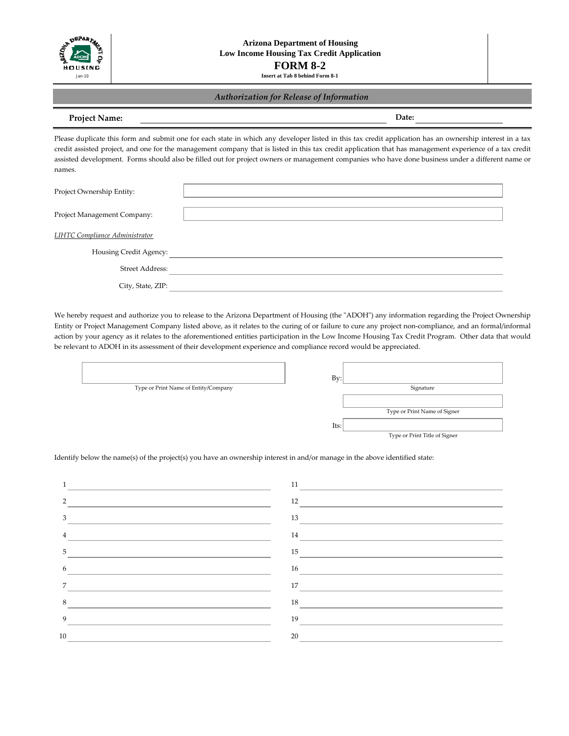**Arizona Department of Housing**
**Low Income Housing Tax Credit Application**

# FORM 8-2

**Insert at Tab 8 behind Form 8-1**

Jan-10

## *Authorization for Release of Information*

**Project Name:** ______________________________ **Date:** ______________

Please duplicate this form and submit one for each state in which any developer listed in this tax credit application has an ownership interest in a tax credit assisted project, and one for the management company that is listed in this tax credit application that has management experience of a tax credit assisted development. Forms should also be filled out for project owners or management companies who have done business under a different name or names.

Project Ownership Entity: ______________________________

Project Management Company: ______________________________

*LIHTC Compliance Administrator*

Housing Credit Agency: ______________________________

Street Address: ______________________________

City, State, ZIP: ______________________________

We hereby request and authorize you to release to the Arizona Department of Housing (the "ADOH") any information regarding the Project Ownership Entity or Project Management Company listed above, as it relates to the curing of or failure to cure any project non-compliance, and an formal/informal action by your agency as it relates to the aforementioned entities participation in the Low Income Housing Tax Credit Program. Other data that would be relevant to ADOH in its assessment of their development experience and compliance record would be appreciated.

______________________________
Type or Print Name of Entity/Company

By: ______________________________
Signature

______________________________
Type or Print Name of Signer

Its: ______________________________
Type or Print Title of Signer

Identify below the name(s) of the project(s) you have an ownership interest in and/or manage in the above identified state:

| | | | |
|---|---|---|---|
| 1 | | 11 | |
| 2 | | 12 | |
| 3 | | 13 | |
| 4 | | 14 | |
| 5 | | 15 | |
| 6 | | 16 | |
| 7 | | 17 | |
| 8 | | 18 | |
| 9 | | 19 | |
| 10 | | 20 | |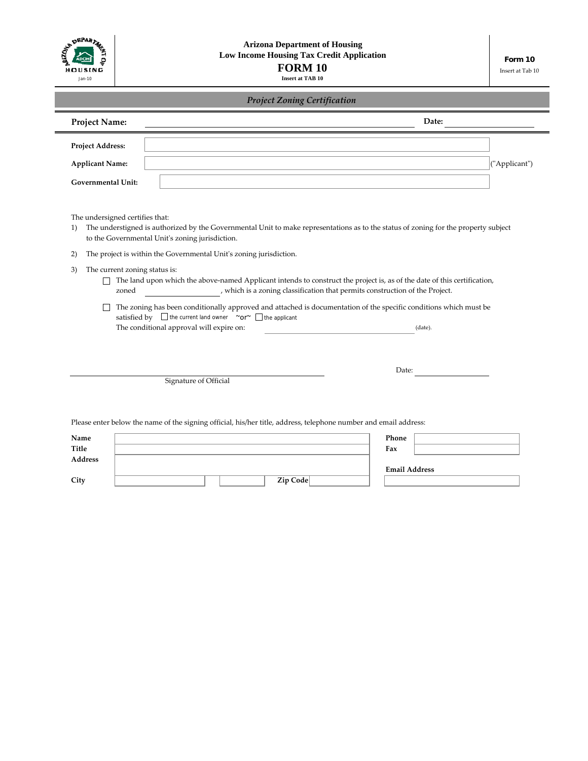Arizona Department of Housing
Low Income Housing Tax Credit Application

# FORM 10

Insert at TAB 10

**Form 10**
Insert at Tab 10

Jan-10

## *Project Zoning Certification*

**Project Name:** ______________________ **Date:** ____________

**Project Address:** ______________________

**Applicant Name:** ______________________ ("Applicant")

**Governmental Unit:** ______________________

The undersigned certifies that:

1) The understigned is authorized by the Governmental Unit to make representations as to the status of zoning for the property subject to the Governmental Unit's zoning jurisdiction.

2) The project is within the Governmental Unit's zoning jurisdiction.

3) The current zoning status is:

- ☐ The land upon which the above-named Applicant intends to construct the project is, as of the date of this certification, zoned ____________, which is a zoning classification that permits construction of the Project.

- ☐ The zoning has been conditionally approved and attached is documentation of the specific conditions which must be satisfied by ☐ the current land owner ~or~ ☐ the applicant
  The conditional approval will expire on: ____________________ (date).

______________________________ Date: ____________
Signature of Official

Please enter below the name of the signing official, his/her title, address, telephone number and email address:

| | | | | | |
|---|---|---|---|---|---|
| **Name** | | | | **Phone** | |
| **Title** | | | | **Fax** | |
| **Address** | | | | **Email Address** | |
| **City** | | | **Zip Code** | | |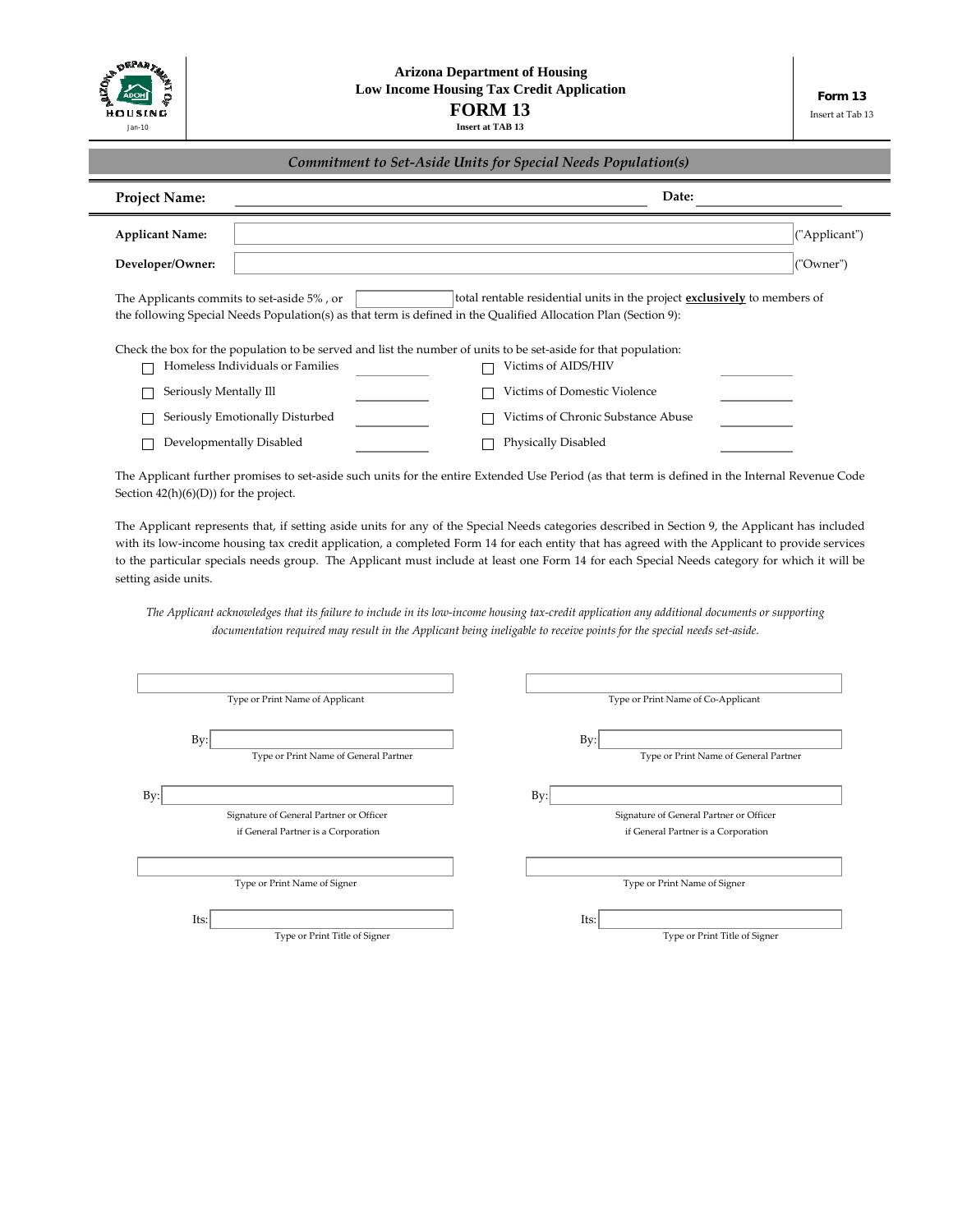**Arizona Department of Housing**
**Low Income Housing Tax Credit Application**

# FORM 13

**Insert at TAB 13**

Jan-10

**Form 13**
Insert at Tab 13

## *Commitment to Set-Aside Units for Special Needs Population(s)*

**Project Name:** ______________________ **Date:** __________

**Applicant Name:** ______________________ ("Applicant")

**Developer/Owner:** ______________________ ("Owner")

The Applicants commits to set-aside 5% , or ________ total rentable residential units in the project **exclusively** to members of the following Special Needs Population(s) as that term is defined in the Qualified Allocation Plan (Section 9):

Check the box for the population to be served and list the number of units to be set-aside for that population:

| | | | |
|---|---|---|---|
| ☐ Homeless Individuals or Families | ________ | ☐ Victims of AIDS/HIV | ________ |
| ☐ Seriously Mentally Ill | ________ | ☐ Victims of Domestic Violence | ________ |
| ☐ Seriously Emotionally Disturbed | ________ | ☐ Victims of Chronic Substance Abuse | ________ |
| ☐ Developmentally Disabled | ________ | ☐ Physically Disabled | ________ |

The Applicant further promises to set-aside such units for the entire Extended Use Period (as that term is defined in the Internal Revenue Code Section 42(h)(6)(D)) for the project.

The Applicant represents that, if setting aside units for any of the Special Needs categories described in Section 9, the Applicant has included with its low-income housing tax credit application, a completed Form 14 for each entity that has agreed with the Applicant to provide services to the particular specials needs group. The Applicant must include at least one Form 14 for each Special Needs category for which it will be setting aside units.

*The Applicant acknowledges that its failure to include in its low-income housing tax-credit application any additional documents or supporting documentation required may result in the Applicant being ineligable to receive points for the special needs set-aside.*

| | |
|---|---|
| ______________________ | ______________________ |
| Type or Print Name of Applicant | Type or Print Name of Co-Applicant |
| By: ______________________ | By: ______________________ |
| Type or Print Name of General Partner | Type or Print Name of General Partner |
| By: ______________________ | By: ______________________ |
| Signature of General Partner or Officer if General Partner is a Corporation | Signature of General Partner or Officer if General Partner is a Corporation |
| ______________________ | ______________________ |
| Type or Print Name of Signer | Type or Print Name of Signer |
| Its: ______________________ | Its: ______________________ |
| Type or Print Title of Signer | Type or Print Title of Signer |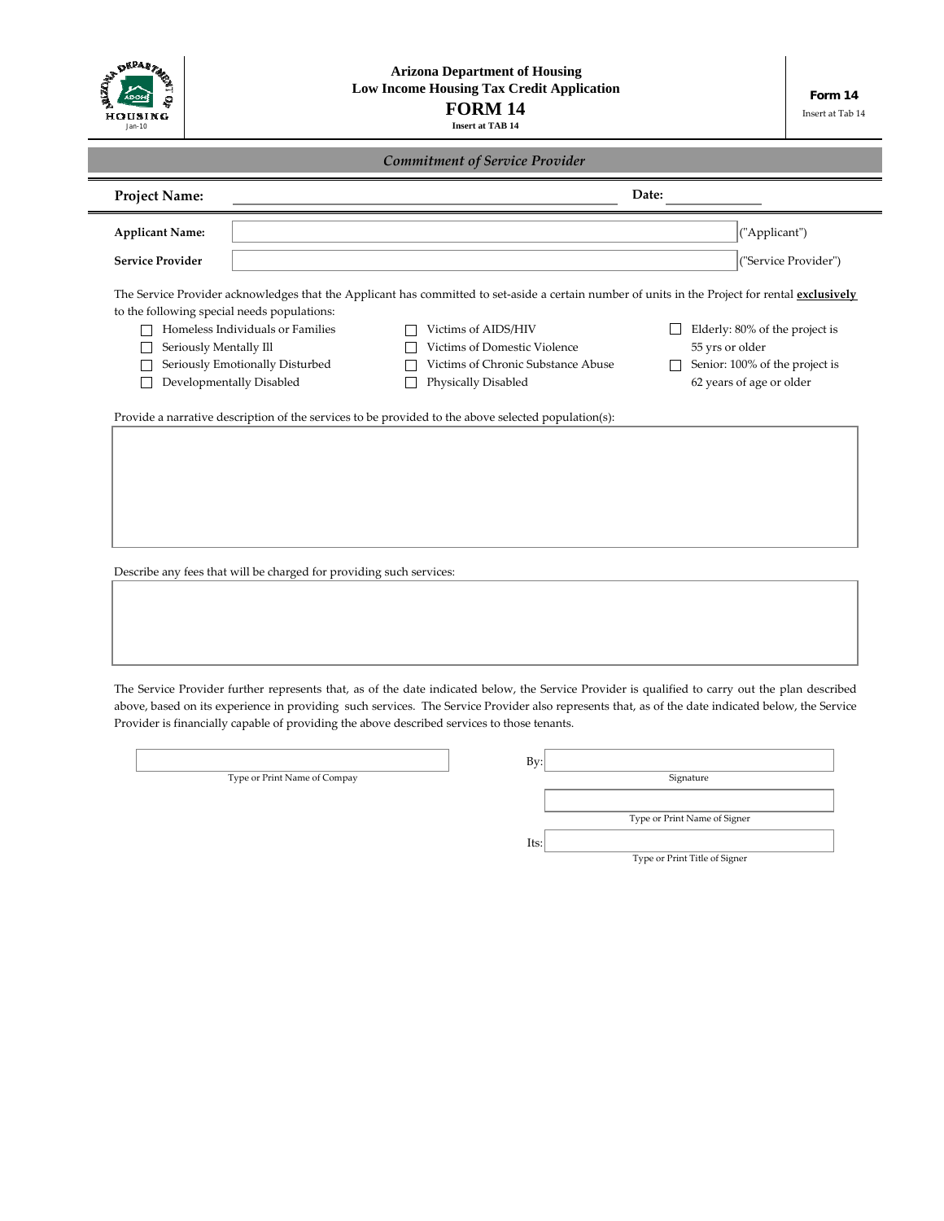**Arizona Department of Housing**
**Low Income Housing Tax Credit Application**

# FORM 14

**Insert at TAB 14**

**Form 14**
Insert at Tab 14

Jan-10

## *Commitment of Service Provider*

**Project Name:** ______________________ **Date:** ____________

**Applicant Name:** ______________________ ("Applicant")

**Service Provider** ______________________ ("Service Provider")

The Service Provider acknowledges that the Applicant has committed to set-aside a certain number of units in the Project for rental **exclusively** to the following special needs populations:

- ☐ Homeless Individuals or Families
- ☐ Seriously Mentally Ill
- ☐ Seriously Emotionally Disturbed
- ☐ Developmentally Disabled
- ☐ Victims of AIDS/HIV
- ☐ Victims of Domestic Violence
- ☐ Victims of Chronic Substance Abuse
- ☐ Physically Disabled
- ☐ Elderly: 80% of the project is 55 yrs or older
- ☐ Senior: 100% of the project is 62 years of age or older

Provide a narrative description of the services to be provided to the above selected population(s):

Describe any fees that will be charged for providing such services:

The Service Provider further represents that, as of the date indicated below, the Service Provider is qualified to carry out the plan described above, based on its experience in providing such services. The Service Provider also represents that, as of the date indicated below, the Service Provider is financially capable of providing the above described services to those tenants.

______________________
Type or Print Name of Compay

By: ______________________
Signature

______________________
Type or Print Name of Signer

Its: ______________________
Type or Print Title of Signer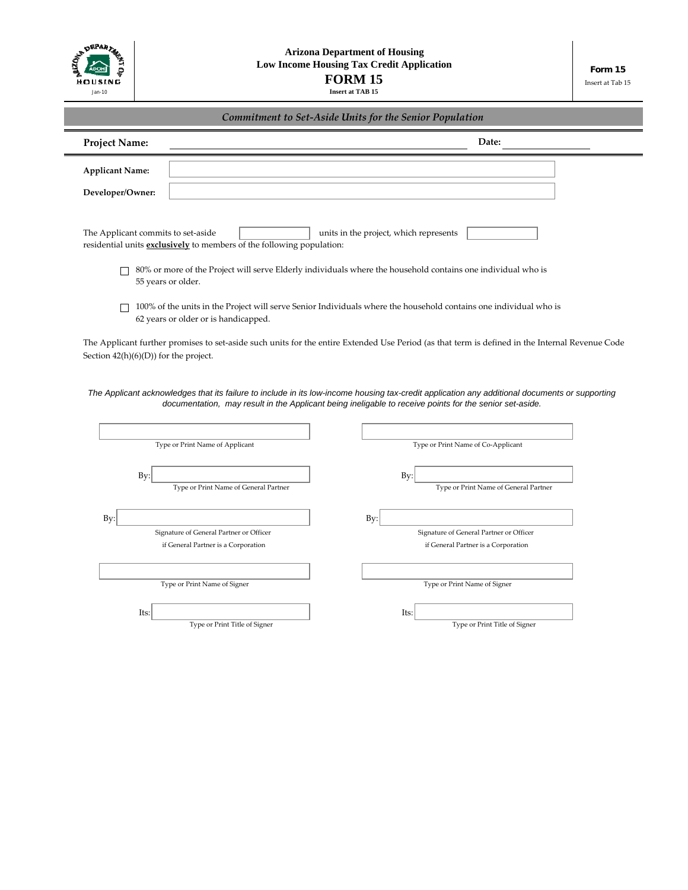**Arizona Department of Housing**
**Low Income Housing Tax Credit Application**

# FORM 15

**Insert at TAB 15**

Jan-10

**Form 15**
Insert at Tab 15

## *Commitment to Set-Aside Units for the Senior Population*

**Project Name:** ______________________ **Date:** ____________

**Applicant Name:** ______________________

**Developer/Owner:** ______________________

The Applicant commits to set-aside [ ] units in the project, which represents [ ] residential units **exclusively** to members of the following population:

- ☐ 80% or more of the Project will serve Elderly individuals where the household contains one individual who is 55 years or older.
- ☐ 100% of the units in the Project will serve Senior Individuals where the household contains one individual who is 62 years or older or is handicapped.

The Applicant further promises to set-aside such units for the entire Extended Use Period (as that term is defined in the Internal Revenue Code Section 42(h)(6)(D)) for the project.

*The Applicant acknowledges that its failure to include in its low-income housing tax-credit application any additional documents or supporting documentation, may result in the Applicant being ineligable to receive points for the senior set-aside.*

| | |
|---|---|
| ______________________ | ______________________ |
| Type or Print Name of Applicant | Type or Print Name of Co-Applicant |
| By: ______________________ | By: ______________________ |
| Type or Print Name of General Partner | Type or Print Name of General Partner |
| By: ______________________ | By: ______________________ |
| Signature of General Partner or Officer if General Partner is a Corporation | Signature of General Partner or Officer if General Partner is a Corporation |
| ______________________ | ______________________ |
| Type or Print Name of Signer | Type or Print Name of Signer |
| Its: ______________________ | Its: ______________________ |
| Type or Print Title of Signer | Type or Print Title of Signer |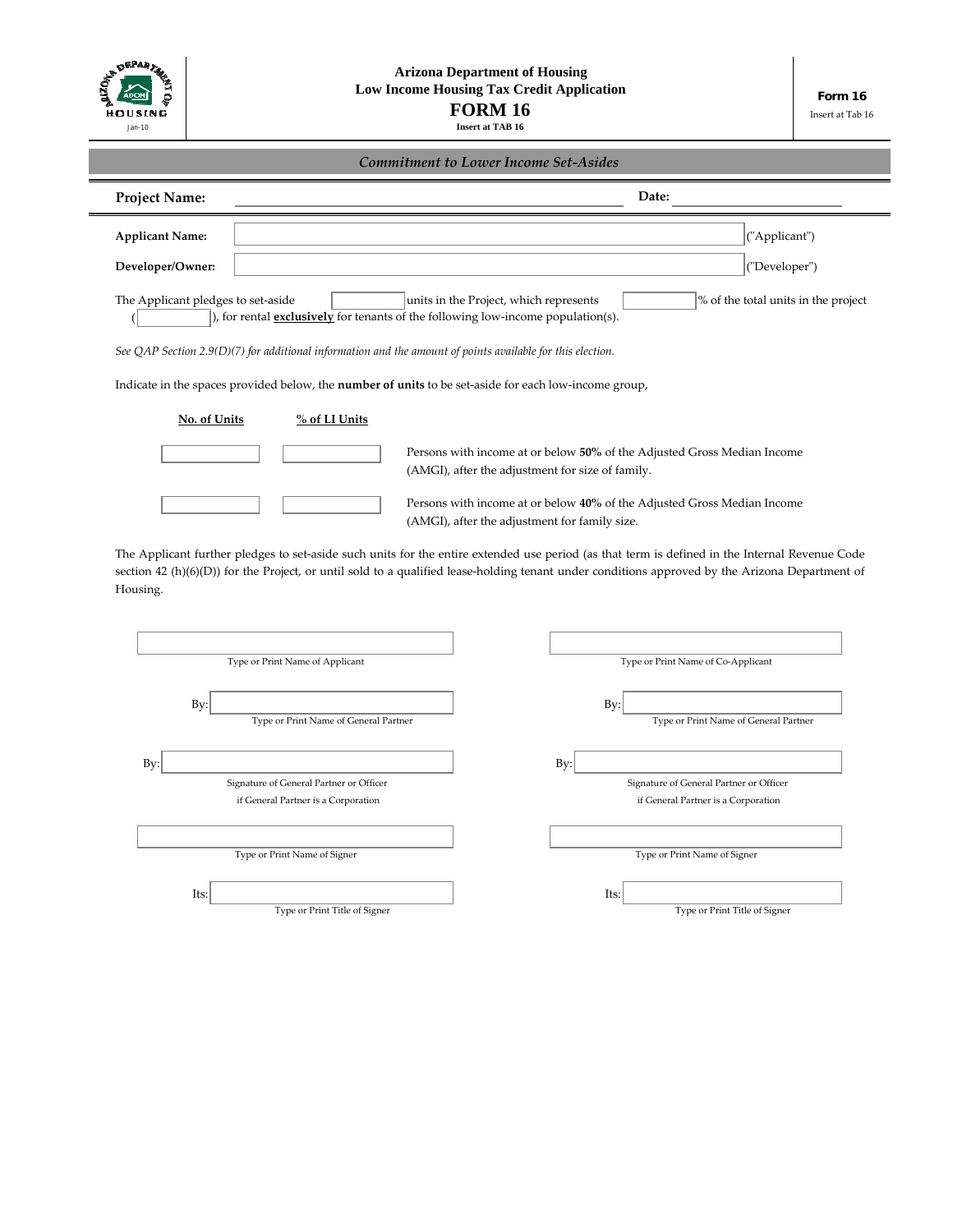Arizona Department of Housing
Low Income Housing Tax Credit Application

# FORM 16

Insert at TAB 16

Form 16
Insert at Tab 16

Jan-10

## *Commitment to Lower Income Set-Asides*

**Project Name:** ______________________________ **Date:** ____________________

**Applicant Name:** ______________________________ ("Applicant")

**Developer/Owner:** ______________________________ ("Developer")

The Applicant pledges to set-aside ________ units in the Project, which represents ________ % of the total units in the project (________), for rental **exclusively** for tenants of the following low-income population(s).

*See QAP Section 2.9(D)(7) for additional information and the amount of points available for this election.*

Indicate in the spaces provided below, the **number of units** to be set-aside for each low-income group,

| No. of Units | % of LI Units | |
|---|---|---|
| | | Persons with income at or below **50%** of the Adjusted Gross Median Income (AMGI), after the adjustment for size of family. |
| | | Persons with income at or below **40%** of the Adjusted Gross Median Income (AMGI), after the adjustment for family size. |

The Applicant further pledges to set-aside such units for the entire extended use period (as that term is defined in the Internal Revenue Code section 42 (h)(6)(D)) for the Project, or until sold to a qualified lease-holding tenant under conditions approved by the Arizona Department of Housing.

| | |
|---|---|
| ______________________________ | ______________________________ |
| Type or Print Name of Applicant | Type or Print Name of Co-Applicant |
| By: ______________________________ | By: ______________________________ |
| Type or Print Name of General Partner | Type or Print Name of General Partner |
| By: ______________________________ | By: ______________________________ |
| Signature of General Partner or Officer if General Partner is a Corporation | Signature of General Partner or Officer if General Partner is a Corporation |
| ______________________________ | ______________________________ |
| Type or Print Name of Signer | Type or Print Name of Signer |
| Its: ______________________________ | Its: ______________________________ |
| Type or Print Title of Signer | Type or Print Title of Signer |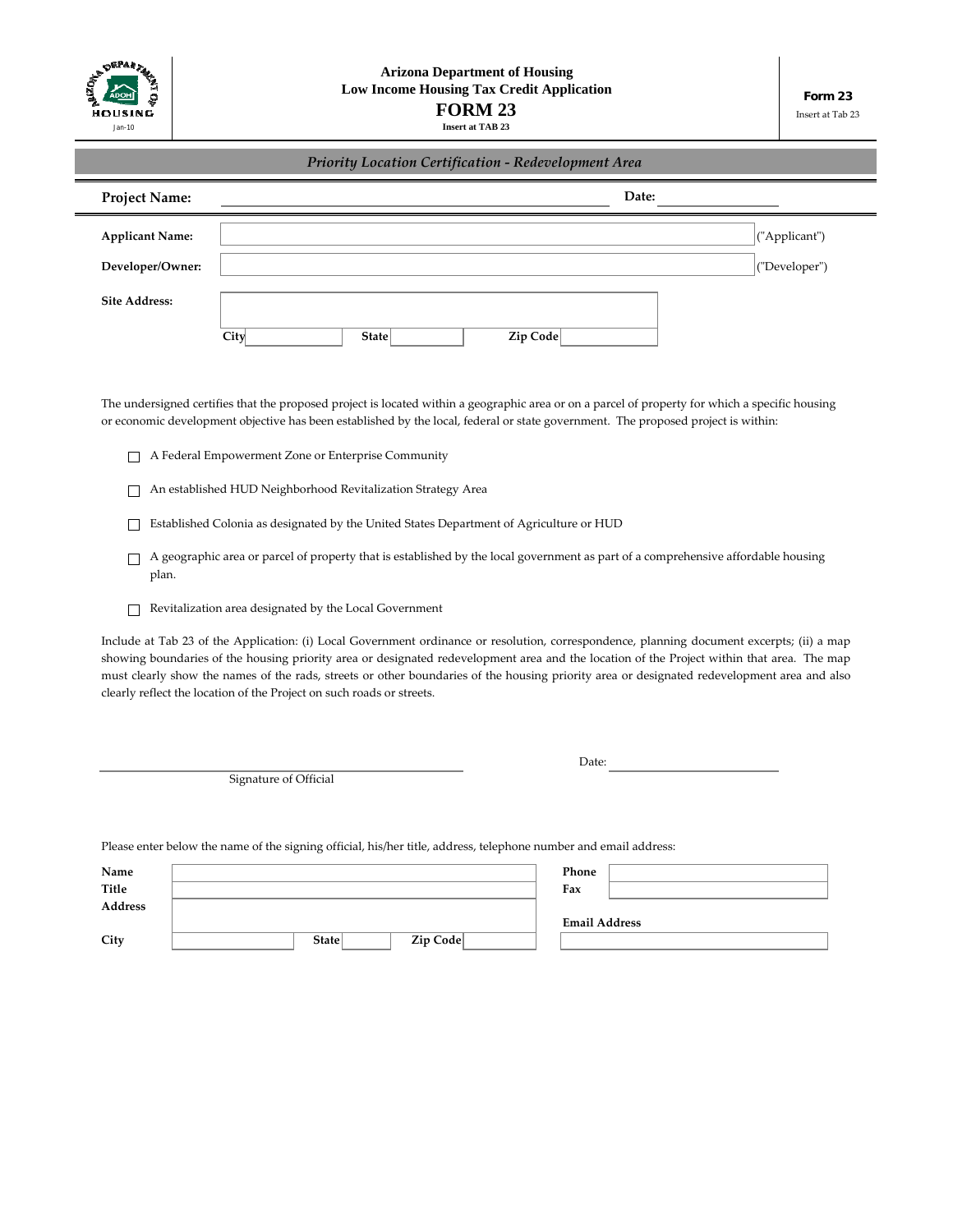Arizona Department of Housing
Low Income Housing Tax Credit Application

# FORM 23

Insert at TAB 23

**Form 23**
Insert at Tab 23

Jan-10

## *Priority Location Certification - Redevelopment Area*

**Project Name:** ______________________ **Date:** ____________

**Applicant Name:** ______________________ ("Applicant")

**Developer/Owner:** ______________________ ("Developer")

**Site Address:** ______________________

**City** __________ **State** __________ **Zip Code** __________

The undersigned certifies that the proposed project is located within a geographic area or on a parcel of property for which a specific housing or economic development objective has been established by the local, federal or state government. The proposed project is within:

- ☐ A Federal Empowerment Zone or Enterprise Community
- ☐ An established HUD Neighborhood Revitalization Strategy Area
- ☐ Established Colonia as designated by the United States Department of Agriculture or HUD
- ☐ A geographic area or parcel of property that is established by the local government as part of a comprehensive affordable housing plan.
- ☐ Revitalization area designated by the Local Government

Include at Tab 23 of the Application: (i) Local Government ordinance or resolution, correspondence, planning document excerpts; (ii) a map showing boundaries of the housing priority area or designated redevelopment area and the location of the Project within that area. The map must clearly show the names of the rads, streets or other boundaries of the housing priority area or designated redevelopment area and also clearly reflect the location of the Project on such roads or streets.

______________________________
Signature of Official

Date: ______________

Please enter below the name of the signing official, his/her title, address, telephone number and email address:

| | | | |
|---|---|---|---|
| **Name** | | **Phone** | |
| **Title** | | **Fax** | |
| **Address** | | **Email Address** | |
| **City** | **State** **Zip Code** | | |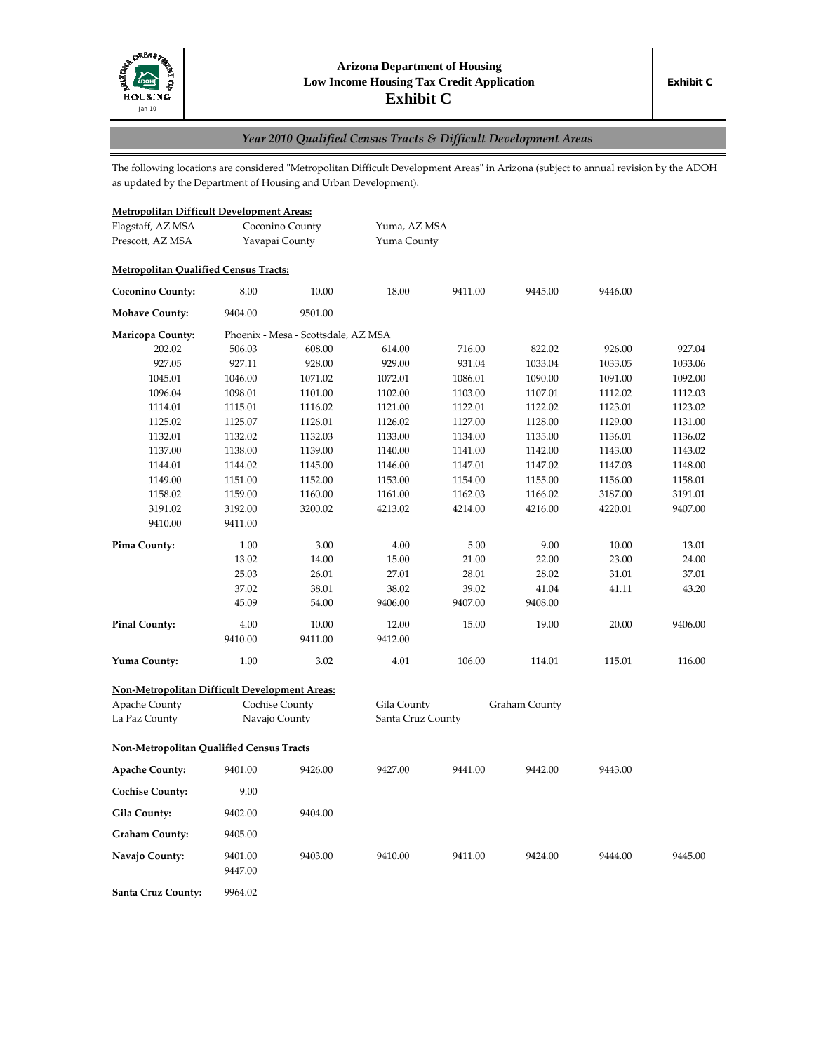**Arizona Department of Housing**
**Low Income Housing Tax Credit Application**
# Exhibit C

## *Year 2010 Qualified Census Tracts & Difficult Development Areas*

The following locations are considered "Metropolitan Difficult Development Areas" in Arizona (subject to annual revision by the ADOH as updated by the Department of Housing and Urban Development).

**Metropolitan Difficult Development Areas:**

| | | |
|---|---|---|
| Flagstaff, AZ MSA | Coconino County | Yuma, AZ MSA |
| Prescott, AZ MSA | Yavapai County | Yuma County |

**Metropolitan Qualified Census Tracts:**

| | | | | | | | |
|---|---|---|---|---|---|---|---|
| **Coconino County:** | 8.00 | 10.00 | 18.00 | 9411.00 | 9445.00 | 9446.00 | |
| **Mohave County:** | 9404.00 | 9501.00 | | | | | |
| **Maricopa County:** | Phoenix - Mesa - Scottsdale, AZ MSA | | | | | | |
| 202.02 | 506.03 | 608.00 | 614.00 | 716.00 | 822.02 | 926.00 | 927.04 |
| 927.05 | 927.11 | 928.00 | 929.00 | 931.04 | 1033.04 | 1033.05 | 1033.06 |
| 1045.01 | 1046.00 | 1071.02 | 1072.01 | 1086.01 | 1090.00 | 1091.00 | 1092.00 |
| 1096.04 | 1098.01 | 1101.00 | 1102.00 | 1103.00 | 1107.01 | 1112.02 | 1112.03 |
| 1114.01 | 1115.01 | 1116.02 | 1121.00 | 1122.01 | 1122.02 | 1123.01 | 1123.02 |
| 1125.02 | 1125.07 | 1126.01 | 1126.02 | 1127.00 | 1128.00 | 1129.00 | 1131.00 |
| 1132.01 | 1132.02 | 1132.03 | 1133.00 | 1134.00 | 1135.00 | 1136.01 | 1136.02 |
| 1137.00 | 1138.00 | 1139.00 | 1140.00 | 1141.00 | 1142.00 | 1143.00 | 1143.02 |
| 1144.01 | 1144.02 | 1145.00 | 1146.00 | 1147.01 | 1147.02 | 1147.03 | 1148.00 |
| 1149.00 | 1151.00 | 1152.00 | 1153.00 | 1154.00 | 1155.00 | 1156.00 | 1158.01 |
| 1158.02 | 1159.00 | 1160.00 | 1161.00 | 1162.03 | 1166.02 | 3187.00 | 3191.01 |
| 3191.02 | 3192.00 | 3200.02 | 4213.02 | 4214.00 | 4216.00 | 4220.01 | 9407.00 |
| 9410.00 | 9411.00 | | | | | | |
| **Pima County:** | 1.00 | 3.00 | 4.00 | 5.00 | 9.00 | 10.00 | 13.01 |
| | 13.02 | 14.00 | 15.00 | 21.00 | 22.00 | 23.00 | 24.00 |
| | 25.03 | 26.01 | 27.01 | 28.01 | 28.02 | 31.01 | 37.01 |
| | 37.02 | 38.01 | 38.02 | 39.02 | 41.04 | 41.11 | 43.20 |
| | 45.09 | 54.00 | 9406.00 | 9407.00 | 9408.00 | | |
| **Pinal County:** | 4.00 | 10.00 | 12.00 | 15.00 | 19.00 | 20.00 | 9406.00 |
| | 9410.00 | 9411.00 | 9412.00 | | | | |
| **Yuma County:** | 1.00 | 3.02 | 4.01 | 106.00 | 114.01 | 115.01 | 116.00 |

**Non-Metropolitan Difficult Development Areas:**

| | | | |
|---|---|---|---|
| Apache County | Cochise County | Gila County | Graham County |
| La Paz County | Navajo County | Santa Cruz County | |

**Non-Metropolitan Qualified Census Tracts**

| | | | | | | | |
|---|---|---|---|---|---|---|---|
| **Apache County:** | 9401.00 | 9426.00 | 9427.00 | 9441.00 | 9442.00 | 9443.00 | |
| **Cochise County:** | 9.00 | | | | | | |
| **Gila County:** | 9402.00 | 9404.00 | | | | | |
| **Graham County:** | 9405.00 | | | | | | |
| **Navajo County:** | 9401.00 | 9403.00 | 9410.00 | 9411.00 | 9424.00 | 9444.00 | 9445.00 |
| | 9447.00 | | | | | | |
| **Santa Cruz County:** | 9964.02 | | | | | | |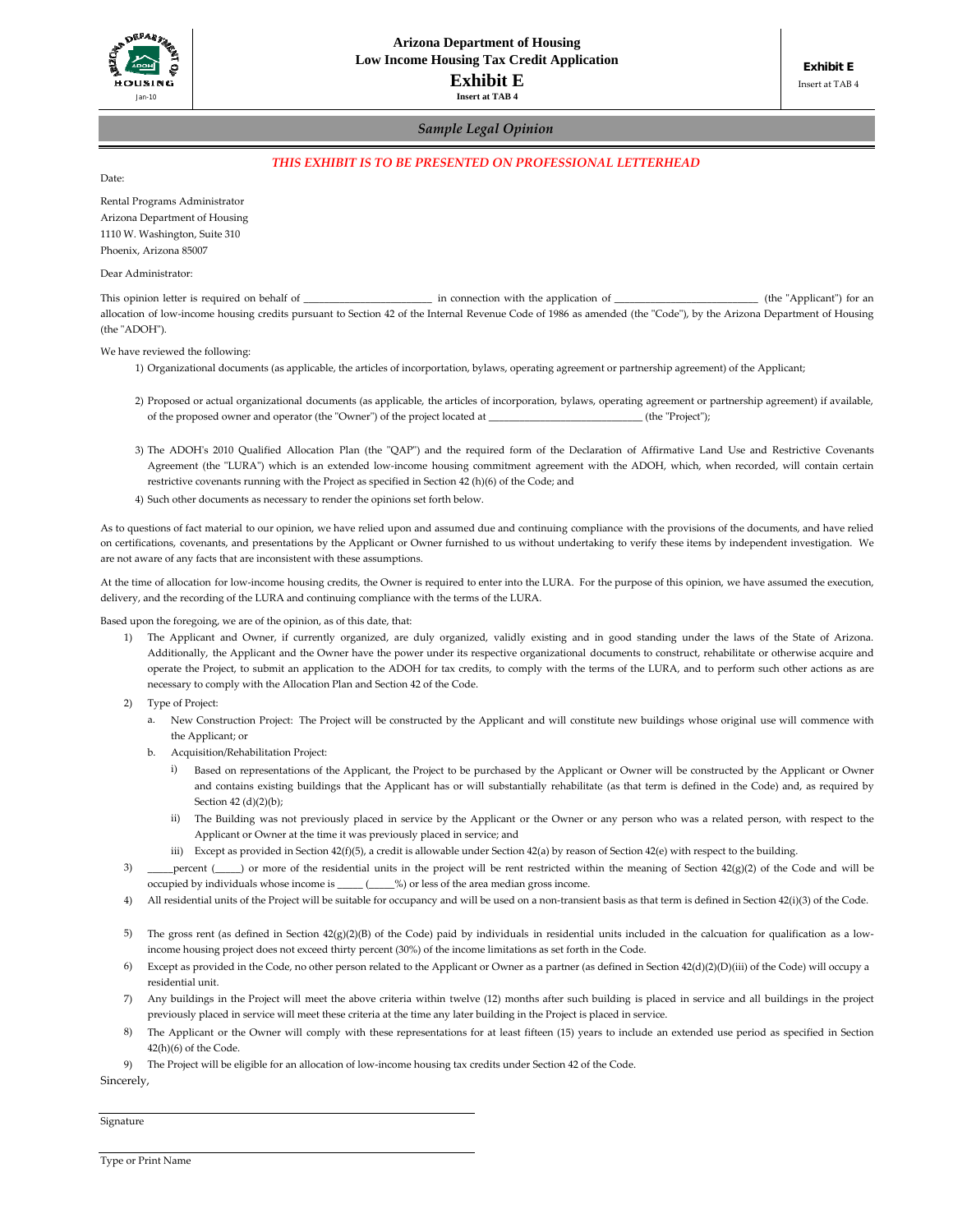Arizona Department of Housing
Low Income Housing Tax Credit Application

# Exhibit E

**Insert at TAB 4**

## *Sample Legal Opinion*

***THIS EXHIBIT IS TO BE PRESENTED ON PROFESSIONAL LETTERHEAD***

Date:

Rental Programs Administrator
Arizona Department of Housing
1110 W. Washington, Suite 310
Phoenix, Arizona 85007

Dear Administrator:

This opinion letter is required on behalf of ________________________ in connection with the application of __________________________ (the "Applicant") for an allocation of low-income housing credits pursuant to Section 42 of the Internal Revenue Code of 1986 as amended (the "Code"), by the Arizona Department of Housing (the "ADOH").

We have reviewed the following:

1) Organizational documents (as applicable, the articles of incorportation, bylaws, operating agreement or partnership agreement) of the Applicant;

2) Proposed or actual organizational documents (as applicable, the articles of incorporation, bylaws, operating agreement or partnership agreement) if available, of the proposed owner and operator (the "Owner") of the project located at ____________________________ (the "Project");

3) The ADOH's 2010 Qualified Allocation Plan (the "QAP") and the required form of the Declaration of Affirmative Land Use and Restrictive Covenants Agreement (the "LURA") which is an extended low-income housing commitment agreement with the ADOH, which, when recorded, will contain certain restrictive covenants running with the Project as specified in Section 42 (h)(6) of the Code; and

4) Such other documents as necessary to render the opinions set forth below.

As to questions of fact material to our opinion, we have relied upon and assumed due and continuing compliance with the provisions of the documents, and have relied on certifications, covenants, and presentations by the Applicant or Owner furnished to us without undertaking to verify these items by independent investigation. We are not aware of any facts that are inconsistent with these assumptions.

At the time of allocation for low-income housing credits, the Owner is required to enter into the LURA. For the purpose of this opinion, we have assumed the execution, delivery, and the recording of the LURA and continuing compliance with the terms of the LURA.

Based upon the foregoing, we are of the opinion, as of this date, that:

1) The Applicant and Owner, if currently organized, are duly organized, validly existing and in good standing under the laws of the State of Arizona. Additionally, the Applicant and the Owner have the power under its respective organizational documents to construct, rehabilitate or otherwise acquire and operate the Project, to submit an application to the ADOH for tax credits, to comply with the terms of the LURA, and to perform such other actions as are necessary to comply with the Allocation Plan and Section 42 of the Code.

2) Type of Project:

   a. New Construction Project: The Project will be constructed by the Applicant and will constitute new buildings whose original use will commence with the Applicant; or

   b. Acquisition/Rehabilitation Project:

      i) Based on representations of the Applicant, the Project to be purchased by the Applicant or Owner will be constructed by the Applicant or Owner and contains existing buildings that the Applicant has or will substantially rehabilitate (as that term is defined in the Code) and, as required by Section 42 (d)(2)(b);

      ii) The Building was not previously placed in service by the Applicant or the Owner or any person who was a related person, with respect to the Applicant or Owner at the time it was previously placed in service; and

      iii) Except as provided in Section 42(f)(5), a credit is allowable under Section 42(a) by reason of Section 42(e) with respect to the building.

3) _____percent (_____) or more of the residential units in the project will be rent restricted within the meaning of Section 42(g)(2) of the Code and will be occupied by individuals whose income is _____ (_____%) or less of the area median gross income.

4) All residential units of the Project will be suitable for occupancy and will be used on a non-transient basis as that term is defined in Section 42(i)(3) of the Code.

5) The gross rent (as defined in Section 42(g)(2)(B) of the Code) paid by individuals in residential units included in the calcuation for qualification as a low-income housing project does not exceed thirty percent (30%) of the income limitations as set forth in the Code.

6) Except as provided in the Code, no other person related to the Applicant or Owner as a partner (as defined in Section 42(d)(2)(D)(iii) of the Code) will occupy a residential unit.

7) Any buildings in the Project will meet the above criteria within twelve (12) months after such building is placed in service and all buildings in the project previously placed in service will meet these criteria at the time any later building in the Project is placed in service.

8) The Applicant or the Owner will comply with these representations for at least fifteen (15) years to include an extended use period as specified in Section 42(h)(6) of the Code.

9) The Project will be eligible for an allocation of low-income housing tax credits under Section 42 of the Code.

Sincerely,

______________________________
Signature

______________________________
Type or Print Name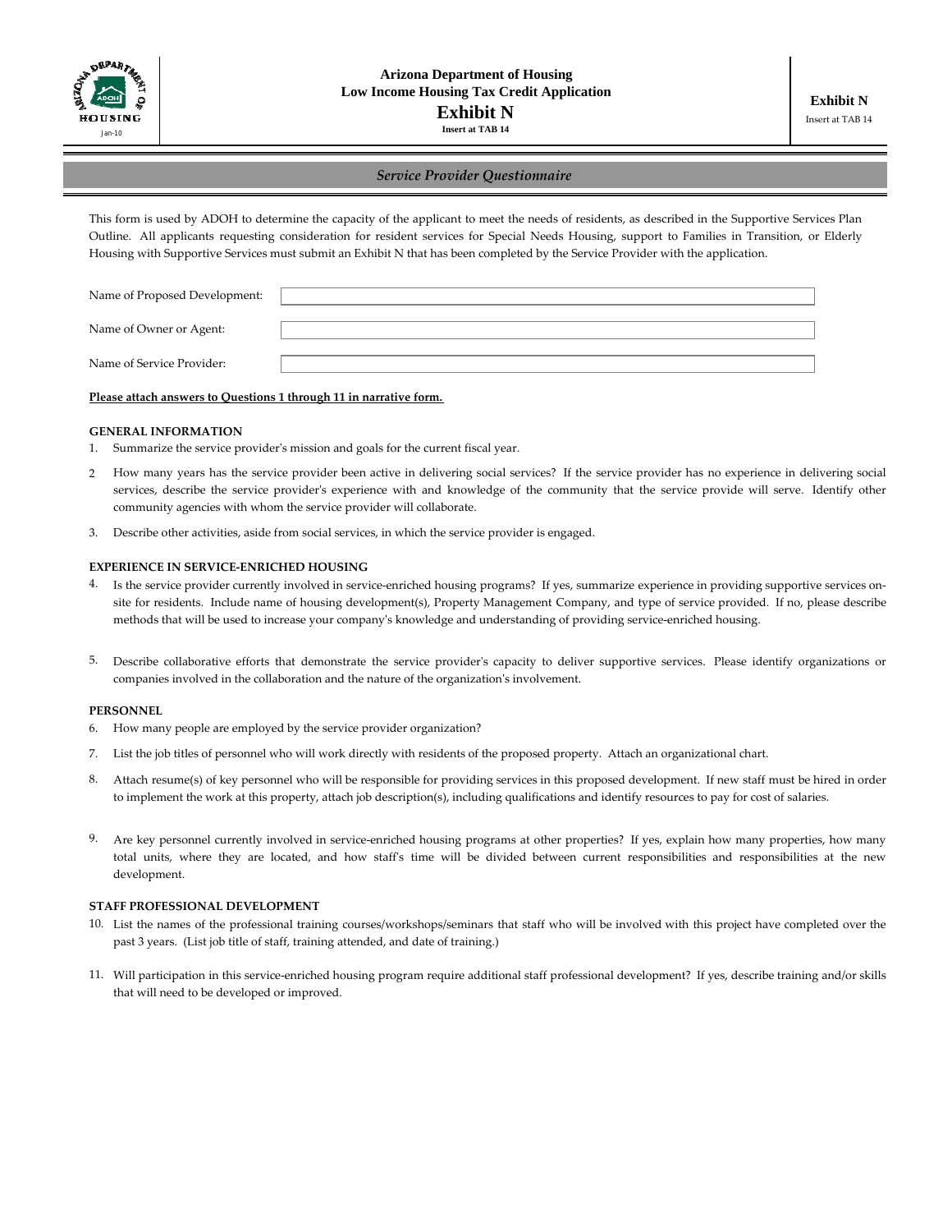**Arizona Department of Housing**
**Low Income Housing Tax Credit Application**

# Exhibit N

**Insert at TAB 14**

**Exhibit N**
Insert at TAB 14

## *Service Provider Questionnaire*

This form is used by ADOH to determine the capacity of the applicant to meet the needs of residents, as described in the Supportive Services Plan Outline. All applicants requesting consideration for resident services for Special Needs Housing, support to Families in Transition, or Elderly Housing with Supportive Services must submit an Exhibit N that has been completed by the Service Provider with the application.

| | |
|---|---|
| Name of Proposed Development: | |
| Name of Owner or Agent: | |
| Name of Service Provider: | |

**Please attach answers to Questions 1 through 11 in narrative form.**

### GENERAL INFORMATION

1. Summarize the service provider's mission and goals for the current fiscal year.
2. How many years has the service provider been active in delivering social services? If the service provider has no experience in delivering social services, describe the service provider's experience with and knowledge of the community that the service provide will serve. Identify other community agencies with whom the service provider will collaborate.
3. Describe other activities, aside from social services, in which the service provider is engaged.

### EXPERIENCE IN SERVICE-ENRICHED HOUSING

4. Is the service provider currently involved in service-enriched housing programs? If yes, summarize experience in providing supportive services on-site for residents. Include name of housing development(s), Property Management Company, and type of service provided. If no, please describe methods that will be used to increase your company's knowledge and understanding of providing service-enriched housing.
5. Describe collaborative efforts that demonstrate the service provider's capacity to deliver supportive services. Please identify organizations or companies involved in the collaboration and the nature of the organization's involvement.

### PERSONNEL

6. How many people are employed by the service provider organization?
7. List the job titles of personnel who will work directly with residents of the proposed property. Attach an organizational chart.
8. Attach resume(s) of key personnel who will be responsible for providing services in this proposed development. If new staff must be hired in order to implement the work at this property, attach job description(s), including qualifications and identify resources to pay for cost of salaries.
9. Are key personnel currently involved in service-enriched housing programs at other properties? If yes, explain how many properties, how many total units, where they are located, and how staff's time will be divided between current responsibilities and responsibilities at the new development.

### STAFF PROFESSIONAL DEVELOPMENT

10. List the names of the professional training courses/workshops/seminars that staff who will be involved with this project have completed over the past 3 years. (List job title of staff, training attended, and date of training.)
11. Will participation in this service-enriched housing program require additional staff professional development? If yes, describe training and/or skills that will need to be developed or improved.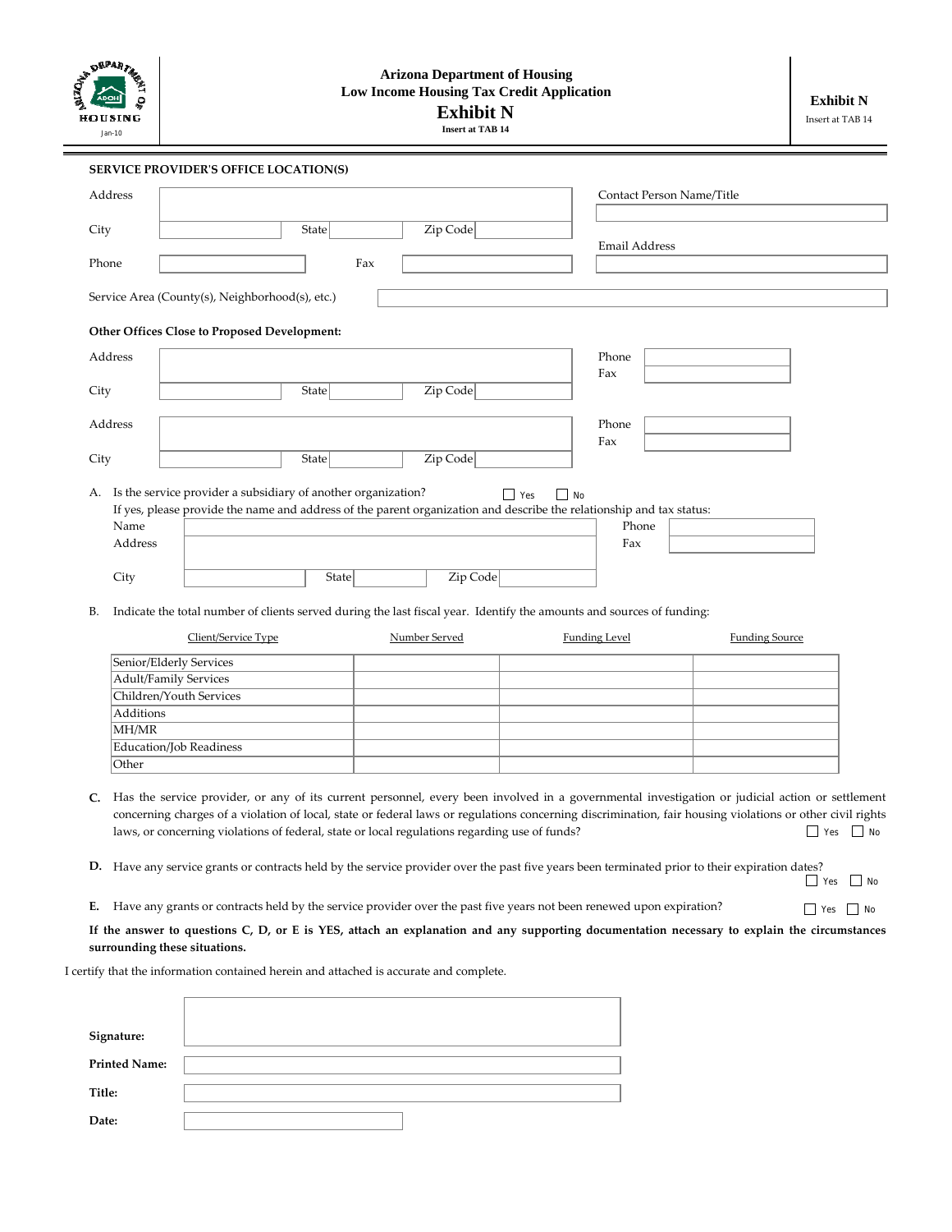**Arizona Department of Housing**
**Low Income Housing Tax Credit Application**

# Exhibit N

**Insert at TAB 14**

**Exhibit N**
Insert at TAB 14

**SERVICE PROVIDER'S OFFICE LOCATION(S)**

Address

City State Zip Code

Phone Fax

Contact Person Name/Title

Email Address

Service Area (County(s), Neighborhood(s), etc.)

**Other Offices Close to Proposed Development:**

Address

City State Zip Code

Phone

Fax

Address

City State Zip Code

Phone

Fax

A. Is the service provider a subsidiary of another organization? ☐ Yes ☐ No

If yes, please provide the name and address of the parent organization and describe the relationship and tax status:

Name

Address

City State Zip Code

Phone

Fax

B. Indicate the total number of clients served during the last fiscal year. Identify the amounts and sources of funding:

| Client/Service Type | Number Served | Funding Level | Funding Source |
|---|---|---|---|
| Senior/Elderly Services | | | |
| Adult/Family Services | | | |
| Children/Youth Services | | | |
| Additions | | | |
| MH/MR | | | |
| Education/Job Readiness | | | |
| Other | | | |

**C.** Has the service provider, or any of its current personnel, every been involved in a governmental investigation or judicial action or settlement concerning charges of a violation of local, state or federal laws or regulations concerning discrimination, fair housing violations or other civil rights laws, or concerning violations of federal, state or local regulations regarding use of funds? ☐ Yes ☐ No

**D.** Have any service grants or contracts held by the service provider over the past five years been terminated prior to their expiration dates? ☐ Yes ☐ No

**E.** Have any grants or contracts held by the service provider over the past five years not been renewed upon expiration? ☐ Yes ☐ No

**If the answer to questions C, D, or E is YES, attach an explanation and any supporting documentation necessary to explain the circumstances surrounding these situations.**

I certify that the information contained herein and attached is accurate and complete.

**Signature:**

**Printed Name:**

**Title:**

**Date:**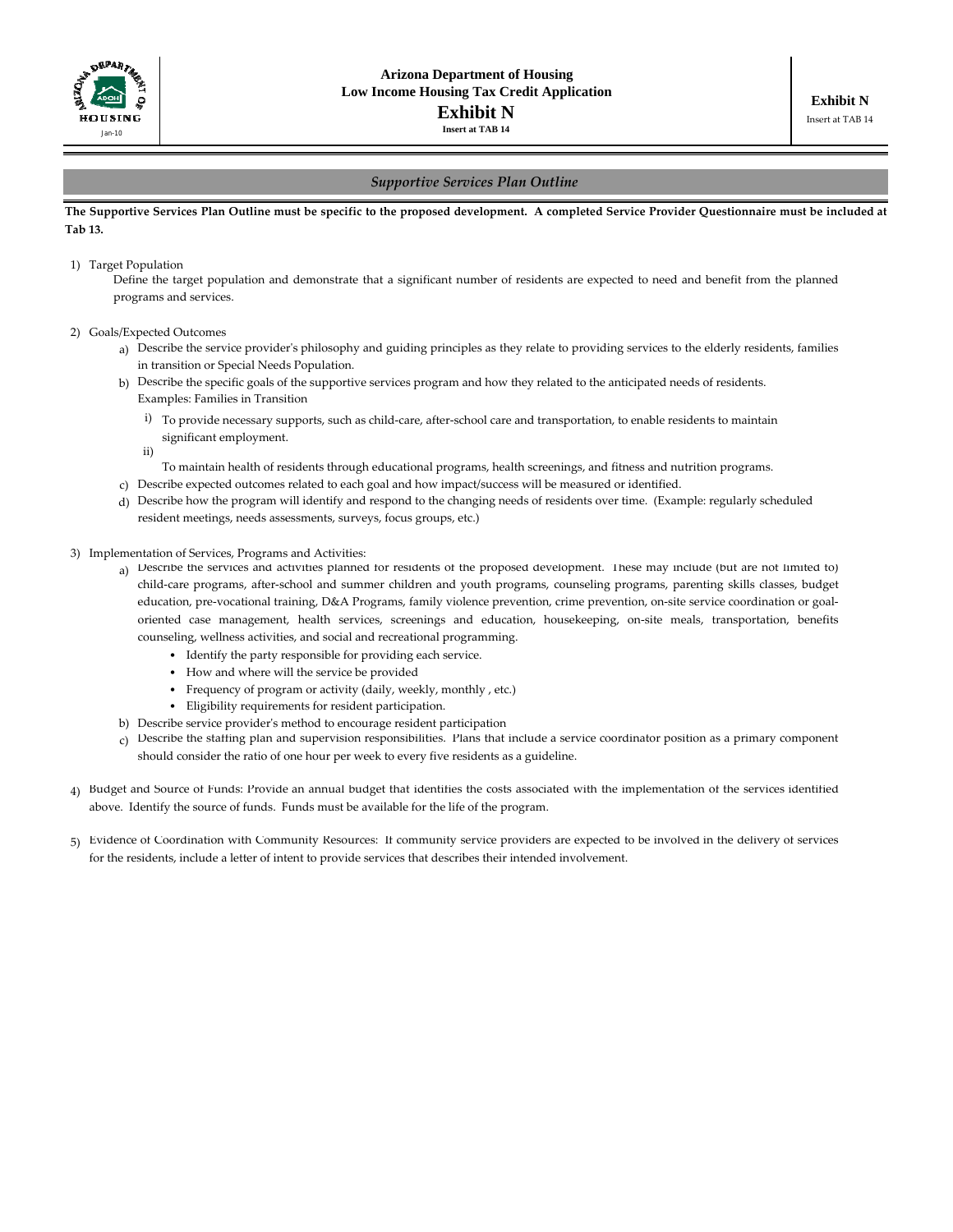# Arizona Department of Housing
## Low Income Housing Tax Credit Application
## Exhibit N
**Insert at TAB 14**

**Exhibit N**
Insert at TAB 14

### *Supportive Services Plan Outline*

**The Supportive Services Plan Outline must be specific to the proposed development. A completed Service Provider Questionnaire must be included at Tab 13.**

1) Target Population
   Define the target population and demonstrate that a significant number of residents are expected to need and benefit from the planned programs and services.

2) Goals/Expected Outcomes
   a) Describe the service provider's philosophy and guiding principles as they relate to providing services to the elderly residents, families in transition or Special Needs Population.
   b) Describe the specific goals of the supportive services program and how they related to the anticipated needs of residents. Examples: Families in Transition
      i) To provide necessary supports, such as child-care, after-school care and transportation, to enable residents to maintain significant employment.
      ii) To maintain health of residents through educational programs, health screenings, and fitness and nutrition programs.
   c) Describe expected outcomes related to each goal and how impact/success will be measured or identified.
   d) Describe how the program will identify and respond to the changing needs of residents over time. (Example: regularly scheduled resident meetings, needs assessments, surveys, focus groups, etc.)

3) Implementation of Services, Programs and Activities:
   a) Describe the services and activities planned for residents of the proposed development. These may include (but are not limited to) child-care programs, after-school and summer children and youth programs, counseling programs, parenting skills classes, budget education, pre-vocational training, D&A Programs, family violence prevention, crime prevention, on-site service coordination or goal-oriented case management, health services, screenings and education, housekeeping, on-site meals, transportation, benefits counseling, wellness activities, and social and recreational programming.
      - Identify the party responsible for providing each service.
      - How and where will the service be provided
      - Frequency of program or activity (daily, weekly, monthly , etc.)
      - Eligibility requirements for resident participation.
   b) Describe service provider's method to encourage resident participation
   c) Describe the staffing plan and supervision responsibilities. Plans that include a service coordinator position as a primary component should consider the ratio of one hour per week to every five residents as a guideline.

4) Budget and Source of Funds: Provide an annual budget that identifies the costs associated with the implementation of the services identified above. Identify the source of funds. Funds must be available for the life of the program.

5) Evidence of Coordination with Community Resources: If community service providers are expected to be involved in the delivery of services for the residents, include a letter of intent to provide services that describes their intended involvement.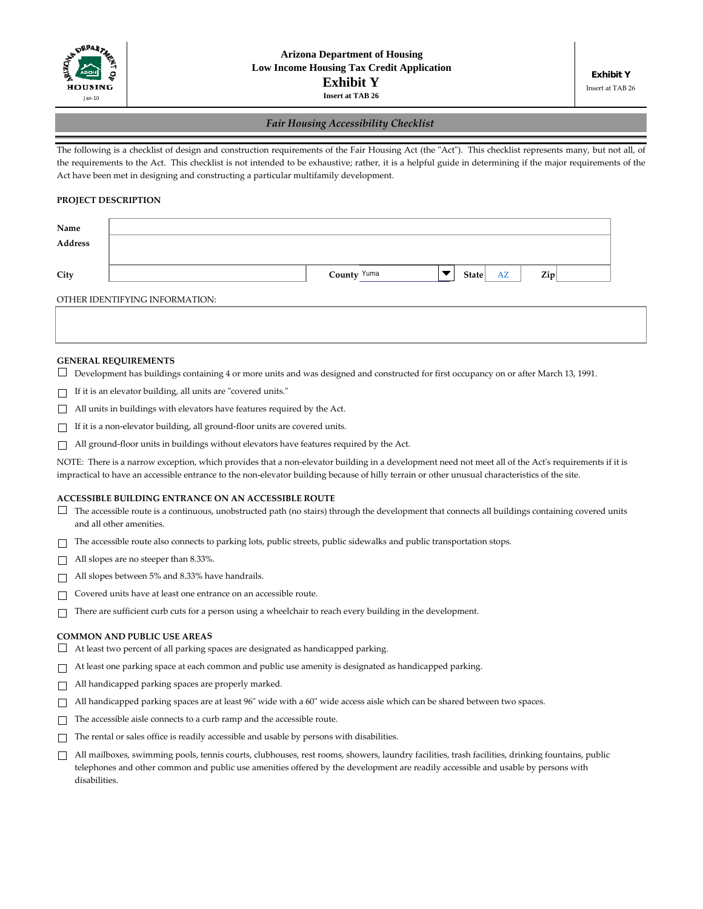Arizona Department of Housing
Low Income Housing Tax Credit Application

# Exhibit Y

Insert at TAB 26

## *Fair Housing Accessibility Checklist*

The following is a checklist of design and construction requirements of the Fair Housing Act (the "Act"). This checklist represents many, but not all, of the requirements to the Act. This checklist is not intended to be exhaustive; rather, it is a helpful guide in determining if the major requirements of the Act have been met in designing and constructing a particular multifamily development.

**PROJECT DESCRIPTION**

| | | | | | | | |
|---|---|---|---|---|---|---|---|
| **Name** | | | | | | | |
| **Address** | | | | | | | |
| **City** | | **County** | Yuma | **State** | AZ | **Zip** | |

OTHER IDENTIFYING INFORMATION:

**GENERAL REQUIREMENTS**

- ☐ Development has buildings containing 4 or more units and was designed and constructed for first occupancy on or after March 13, 1991.
- ☐ If it is an elevator building, all units are "covered units."
- ☐ All units in buildings with elevators have features required by the Act.
- ☐ If it is a non-elevator building, all ground-floor units are covered units.
- ☐ All ground-floor units in buildings without elevators have features required by the Act.

NOTE: There is a narrow exception, which provides that a non-elevator building in a development need not meet all of the Act's requirements if it is impractical to have an accessible entrance to the non-elevator building because of hilly terrain or other unusual characteristics of the site.

**ACCESSIBLE BUILDING ENTRANCE ON AN ACCESSIBLE ROUTE**

- ☐ The accessible route is a continuous, unobstructed path (no stairs) through the development that connects all buildings containing covered units and all other amenities.
- ☐ The accessible route also connects to parking lots, public streets, public sidewalks and public transportation stops.
- ☐ All slopes are no steeper than 8.33%.
- ☐ All slopes between 5% and 8.33% have handrails.
- ☐ Covered units have at least one entrance on an accessible route.
- ☐ There are sufficient curb cuts for a person using a wheelchair to reach every building in the development.

**COMMON AND PUBLIC USE AREAS**

- ☐ At least two percent of all parking spaces are designated as handicapped parking.
- ☐ At least one parking space at each common and public use amenity is designated as handicapped parking.
- ☐ All handicapped parking spaces are properly marked.
- ☐ All handicapped parking spaces are at least 96" wide with a 60" wide access aisle which can be shared between two spaces.
- ☐ The accessible aisle connects to a curb ramp and the accessible route.
- ☐ The rental or sales office is readily accessible and usable by persons with disabilities.
- ☐ All mailboxes, swimming pools, tennis courts, clubhouses, rest rooms, showers, laundry facilities, trash facilities, drinking fountains, public telephones and other common and public use amenities offered by the development are readily accessible and usable by persons with disabilities.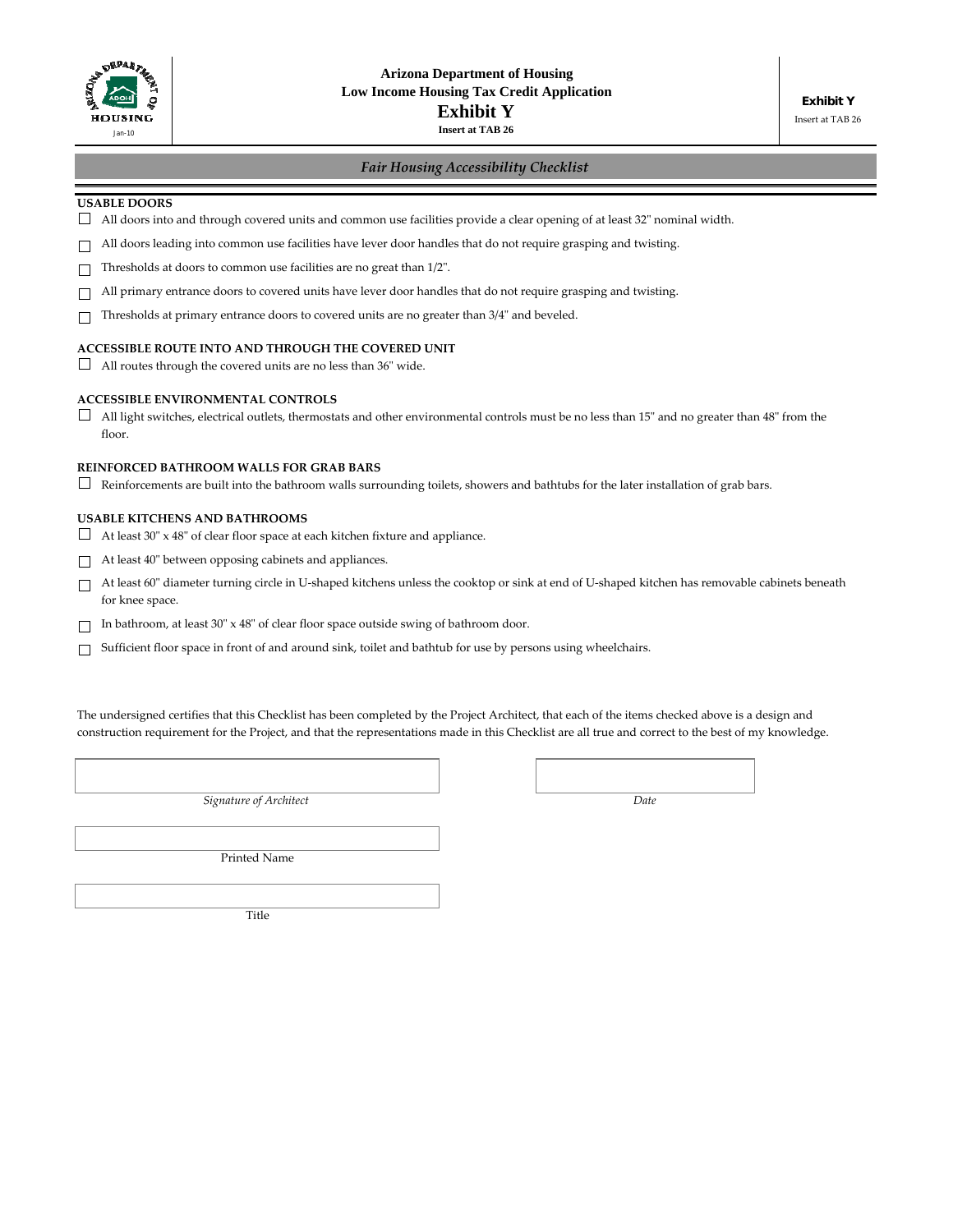**Arizona Department of Housing**
**Low Income Housing Tax Credit Application**

# Exhibit Y

**Insert at TAB 26**

Jan-10

**Exhibit Y**
Insert at TAB 26

## *Fair Housing Accessibility Checklist*

### USABLE DOORS

- ☐ All doors into and through covered units and common use facilities provide a clear opening of at least 32" nominal width.
- ☐ All doors leading into common use facilities have lever door handles that do not require grasping and twisting.
- ☐ Thresholds at doors to common use facilities are no great than 1/2".
- ☐ All primary entrance doors to covered units have lever door handles that do not require grasping and twisting.
- ☐ Thresholds at primary entrance doors to covered units are no greater than 3/4" and beveled.

### ACCESSIBLE ROUTE INTO AND THROUGH THE COVERED UNIT

- ☐ All routes through the covered units are no less than 36" wide.

### ACCESSIBLE ENVIRONMENTAL CONTROLS

- ☐ All light switches, electrical outlets, thermostats and other environmental controls must be no less than 15" and no greater than 48" from the floor.

### REINFORCED BATHROOM WALLS FOR GRAB BARS

- ☐ Reinforcements are built into the bathroom walls surrounding toilets, showers and bathtubs for the later installation of grab bars.

### USABLE KITCHENS AND BATHROOMS

- ☐ At least 30" x 48" of clear floor space at each kitchen fixture and appliance.
- ☐ At least 40" between opposing cabinets and appliances.
- ☐ At least 60" diameter turning circle in U-shaped kitchens unless the cooktop or sink at end of U-shaped kitchen has removable cabinets beneath for knee space.
- ☐ In bathroom, at least 30" x 48" of clear floor space outside swing of bathroom door.
- ☐ Sufficient floor space in front of and around sink, toilet and bathtub for use by persons using wheelchairs.

The undersigned certifies that this Checklist has been completed by the Project Architect, that each of the items checked above is a design and construction requirement for the Project, and that the representations made in this Checklist are all true and correct to the best of my knowledge.

| | |
|---|---|
| *Signature of Architect* | *Date* |

Printed Name

Title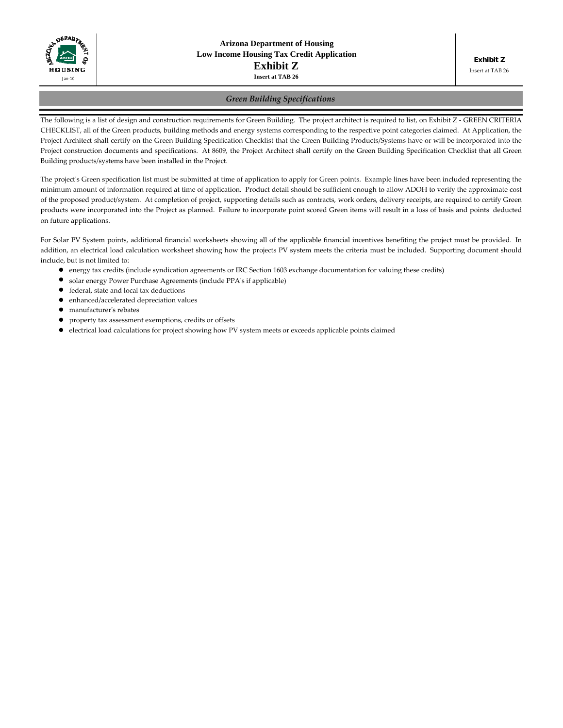# Arizona Department of Housing
## Low Income Housing Tax Credit Application
## Exhibit Z
**Insert at TAB 26**

***Green Building Specifications***

The following is a list of design and construction requirements for Green Building. The project architect is required to list, on Exhibit Z - GREEN CRITERIA CHECKLIST, all of the Green products, building methods and energy systems corresponding to the respective point categories claimed. At Application, the Project Architect shall certify on the Green Building Specification Checklist that the Green Building Products/Systems have or will be incorporated into the Project construction documents and specifications. At 8609, the Project Architect shall certify on the Green Building Specification Checklist that all Green Building products/systems have been installed in the Project.

The project's Green specification list must be submitted at time of application to apply for Green points. Example lines have been included representing the minimum amount of information required at time of application. Product detail should be sufficient enough to allow ADOH to verify the approximate cost of the proposed product/system. At completion of project, supporting details such as contracts, work orders, delivery receipts, are required to certify Green products were incorporated into the Project as planned. Failure to incorporate point scored Green items will result in a loss of basis and points deducted on future applications.

For Solar PV System points, additional financial worksheets showing all of the applicable financial incentives benefiting the project must be provided. In addition, an electrical load calculation worksheet showing how the projects PV system meets the criteria must be included. Supporting document should include, but is not limited to:

- energy tax credits (include syndication agreements or IRC Section 1603 exchange documentation for valuing these credits)
- solar energy Power Purchase Agreements (include PPA's if applicable)
- federal, state and local tax deductions
- enhanced/accelerated depreciation values
- manufacturer's rebates
- property tax assessment exemptions, credits or offsets
- electrical load calculations for project showing how PV system meets or exceeds applicable points claimed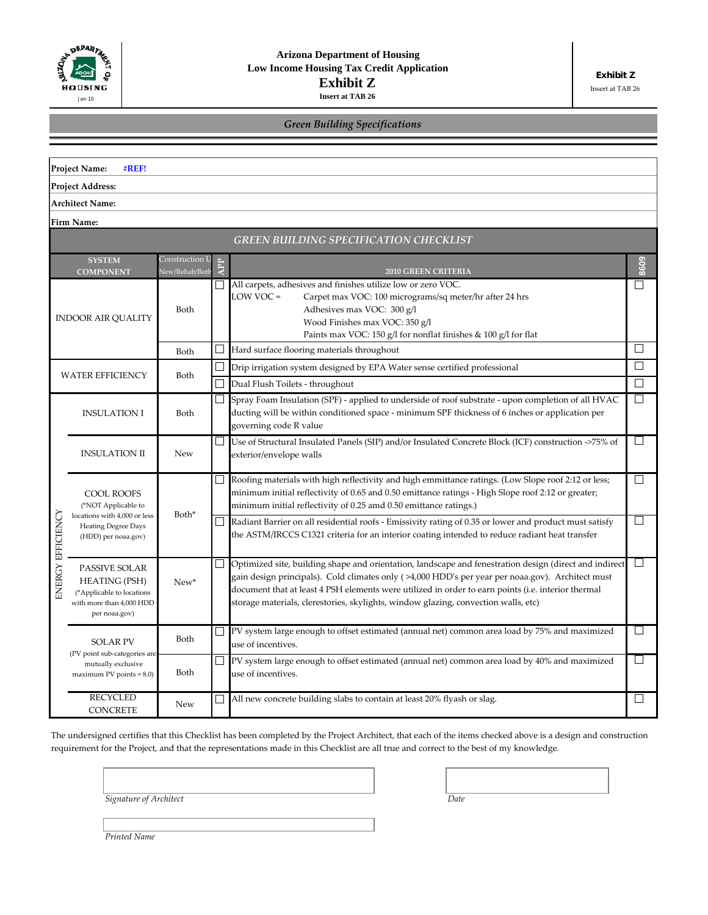Arizona Department of Housing
Low Income Housing Tax Credit Application
**Exhibit Z**
Insert at TAB 26

**Exhibit Z**
Insert at TAB 26

*Green Building Specifications*

**Project Name:** #REF!

**Project Address:**

**Architect Name:**

**Firm Name:**

*GREEN BUILDING SPECIFICATION CHECKLIST*

| SYSTEM COMPONENT | | Construction Use New/Rehab/Both | APP | 2010 GREEN CRITERIA | 8609 |
|---|---|---|---|---|---|
| INDOOR AIR QUALITY | | Both | ☐ | All carpets, adhesives and finishes utilize low or zero VOC.<br>LOW VOC = Carpet max VOC: 100 micrograms/sq meter/hr after 24 hrs<br>Adhesives max VOC: 300 g/l<br>Wood Finishes max VOC: 350 g/l<br>Paints max VOC: 150 g/l for nonflat finishes & 100 g/l for flat | ☐ |
| | | Both | ☐ | Hard surface flooring materials throughout | ☐ |
| WATER EFFICIENCY | | Both | ☐ | Drip irrigation system designed by EPA Water sense certified professional | ☐ |
| | | | ☐ | Dual Flush Toilets - throughout | ☐ |
| ENERGY EFFICIENCY | INSULATION I | Both | ☐ | Spray Foam Insulation (SPF) - applied to underside of roof substrate - upon completion of all HVAC ducting will be within conditioned space - minimum SPF thickness of 6 inches or application per governing code R value | ☐ |
| | INSULATION II | New | ☐ | Use of Structural Insulated Panels (SIP) and/or Insulated Concrete Block (ICF) construction ->75% of exterior/envelope walls | ☐ |
| | COOL ROOFS (*NOT Applicable to locations with 4,000 or less Heating Degree Days (HDD) per noaa.gov) | Both* | ☐ | Roofing materials with high reflectivity and high emmittance ratings. (Low Slope roof 2:12 or less; minimum initial reflectivity of 0.65 and 0.50 emittance ratings - High Slope roof 2:12 or greater; minimum initial reflectivity of 0.25 amd 0.50 emittance ratings.) | ☐ |
| | | | ☐ | Radiant Barrier on all residential roofs - Emissivity rating of 0.35 or lower and product must satisfy the ASTM/IRCCS C1321 criteria for an interior coating intended to reduce radiant heat transfer | ☐ |
| | PASSIVE SOLAR HEATING (PSH) (*Applicable to locations with more than 4,000 HDD per noaa.gov) | New* | ☐ | Optimized site, building shape and orientation, landscape and fenestration design (direct and indirect gain design principals). Cold climates only ( >4,000 HDD's per year per noaa.gov). Architect must document that at least 4 PSH elements were utilized in order to earn points (i.e. interior thermal storage materials, clerestories, skylights, window glazing, convection walls, etc) | ☐ |
| | SOLAR PV (PV point sub-categories are mutually exclusive maximum PV points = 8.0) | Both | ☐ | PV system large enough to offset estimated (annual net) common area load by 75% and maximized use of incentives. | ☐ |
| | | Both | ☐ | PV system large enough to offset estimated (annual net) common area load by 40% and maximized use of incentives. | ☐ |
| | RECYCLED CONCRETE | New | ☐ | All new concrete building slabs to contain at least 20% flyash or slag. | ☐ |

The undersigned certifies that this Checklist has been completed by the Project Architect, that each of the items checked above is a design and construction requirement for the Project, and that the representations made in this Checklist are all true and correct to the best of my knowledge.

*Signature of Architect*

*Date*

*Printed Name*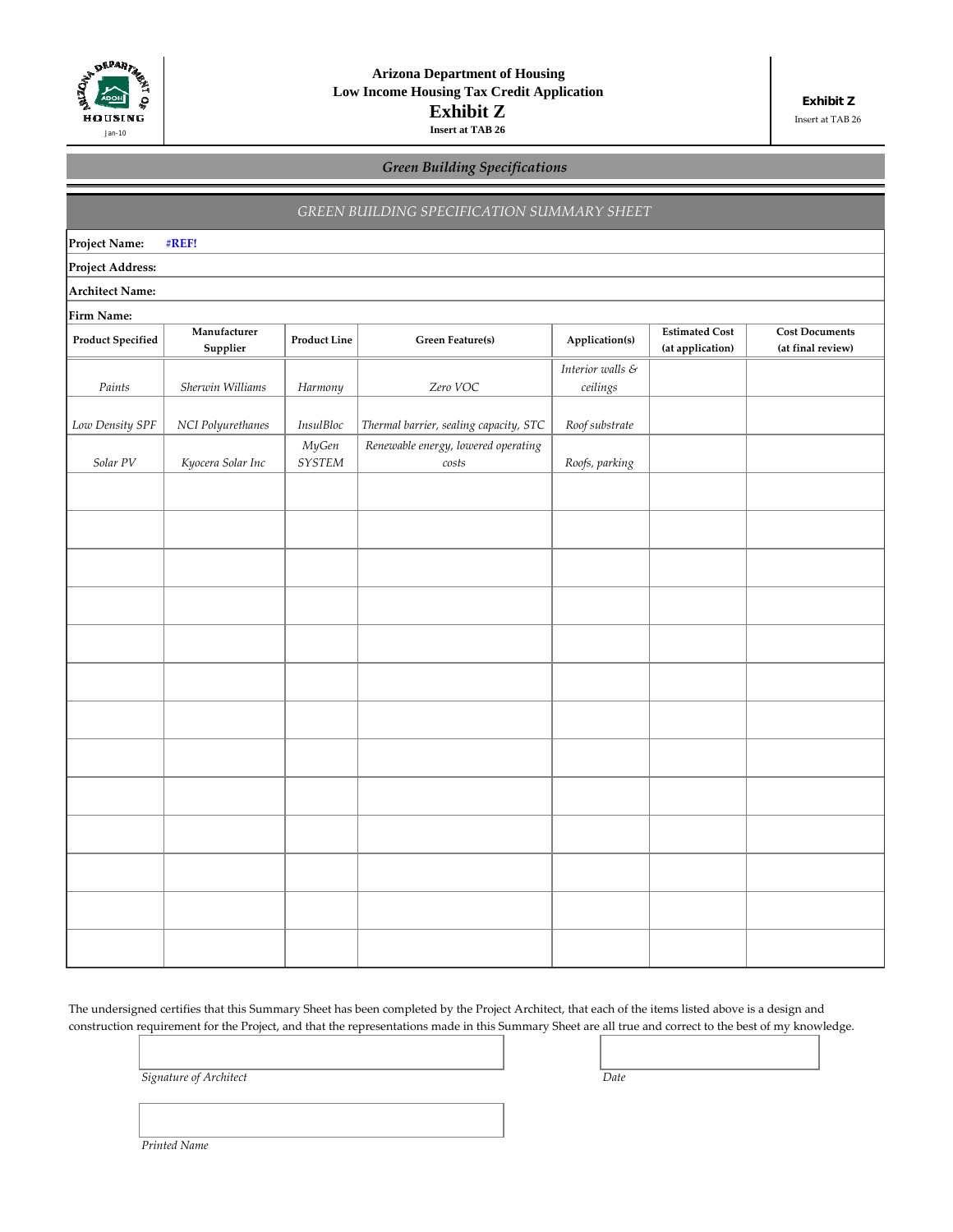Arizona Department of Housing
Low Income Housing Tax Credit Application

# Exhibit Z

**Insert at TAB 26**

**Exhibit Z**
Insert at TAB 26

## *Green Building Specifications*

### *GREEN BUILDING SPECIFICATION SUMMARY SHEET*

**Project Name:** #REF!

**Project Address:**

**Architect Name:**

**Firm Name:**

| Product Specified | Manufacturer Supplier | Product Line | Green Feature(s) | Application(s) | Estimated Cost (at application) | Cost Documents (at final review) |
|---|---|---|---|---|---|---|
| *Paints* | *Sherwin Williams* | *Harmony* | *Zero VOC* | *Interior walls & ceilings* | | |
| *Low Density SPF* | *NCI Polyurethanes* | *InsulBloc* | *Thermal barrier, sealing capacity, STC* | *Roof substrate* | | |
| *Solar PV* | *Kyocera Solar Inc* | *MyGen SYSTEM* | *Renewable energy, lowered operating costs* | *Roofs, parking* | | |
| | | | | | | |
| | | | | | | |
| | | | | | | |
| | | | | | | |
| | | | | | | |
| | | | | | | |
| | | | | | | |
| | | | | | | |
| | | | | | | |
| | | | | | | |
| | | | | | | |
| | | | | | | |
| | | | | | | |

The undersigned certifies that this Summary Sheet has been completed by the Project Architect, that each of the items listed above is a design and construction requirement for the Project, and that the representations made in this Summary Sheet are all true and correct to the best of my knowledge.

*Signature of Architect*

*Date*

*Printed Name*